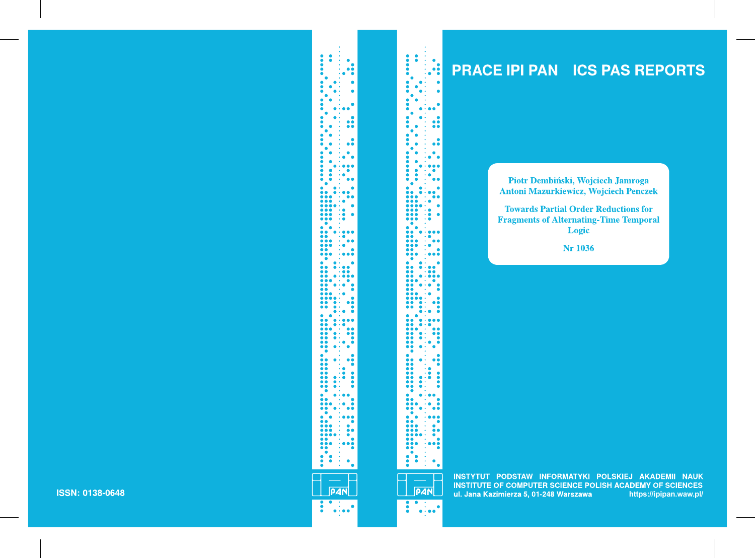# PRACE IPI PAN ICS PAS REPORTS

**Piotr Dembiński, Wojciech Jamroga**
**Antoni Mazurkiewicz, Wojciech Penczek**

**Towards Partial Order Reductions for Fragments of Alternating-Time Temporal Logic**

**Nr 1036**

INSTYTUT PODSTAW INFORMATYKI POLSKIEJ AKADEMII NAUK
INSTITUTE OF COMPUTER SCIENCE POLISH ACADEMY OF SCIENCES
ul. Jana Kazimierza 5, 01-248 Warszawa https://ipipan.waw.pl/

ISSN: 0138-0648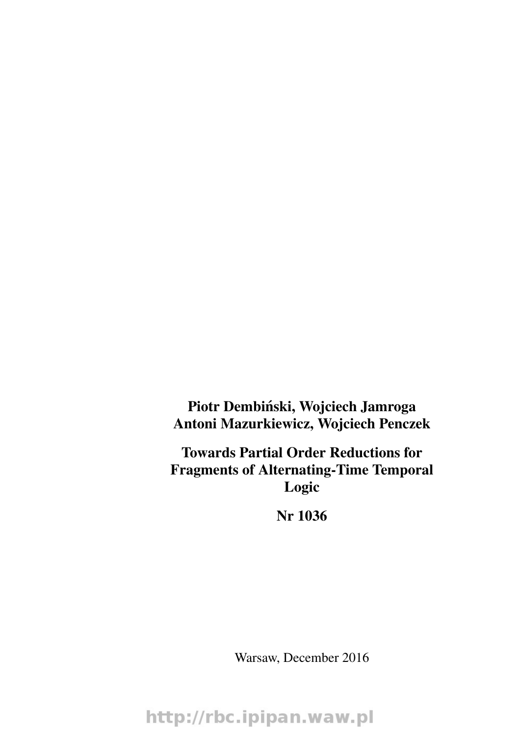**Piotr Dembiński, Wojciech Jamroga**
**Antoni Mazurkiewicz, Wojciech Penczek**

**Towards Partial Order Reductions for Fragments of Alternating-Time Temporal Logic**

**Nr 1036**

Warsaw, December 2016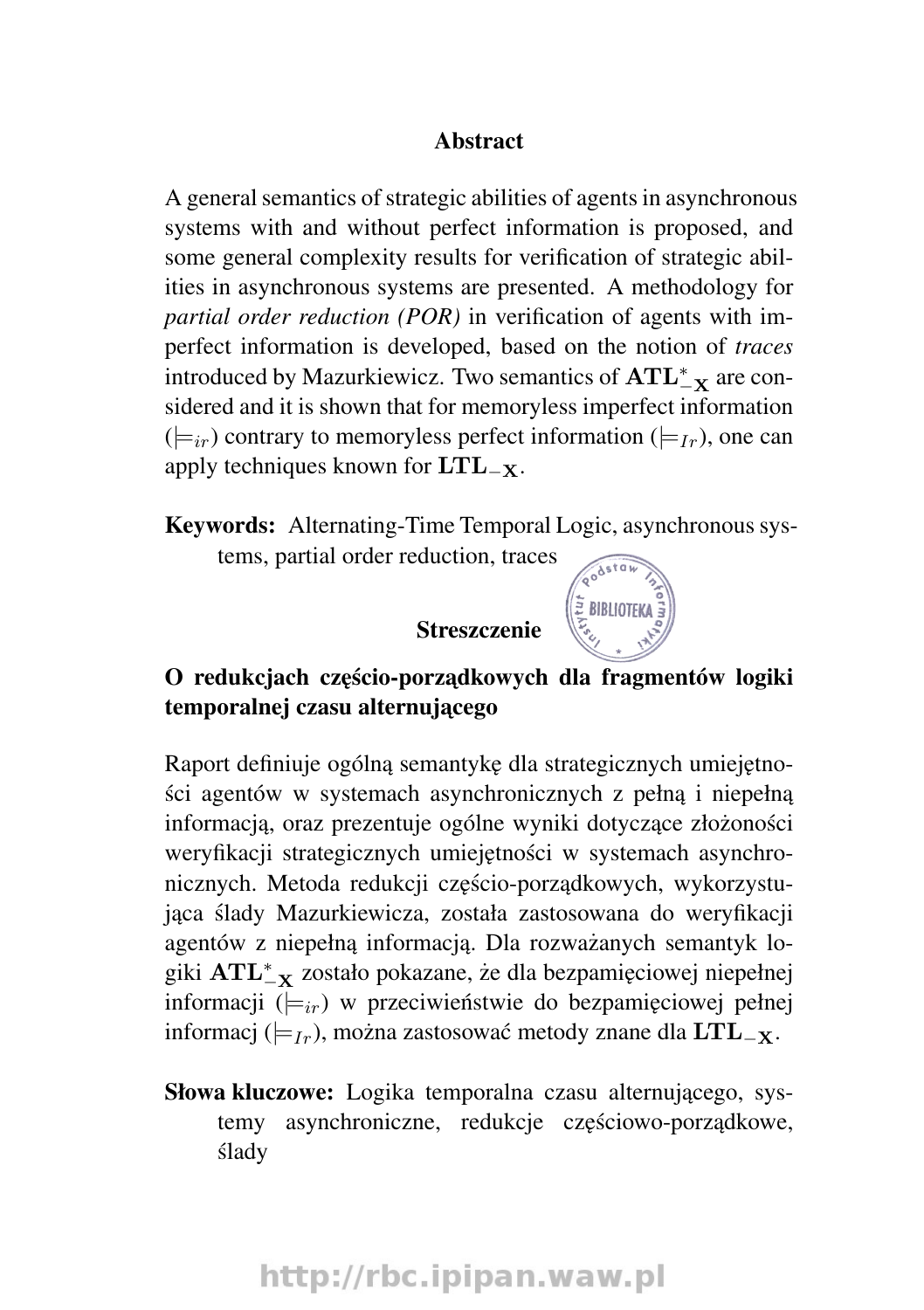## Abstract

A general semantics of strategic abilities of agents in asynchronous systems with and without perfect information is proposed, and some general complexity results for verification of strategic abilities in asynchronous systems are presented. A methodology for *partial order reduction (POR)* in verification of agents with imperfect information is developed, based on the notion of *traces* introduced by Mazurkiewicz. Two semantics of $\mathbf{ATL}^*_{-\mathbf{X}}$ are considered and it is shown that for memoryless imperfect information ($\models_{ir}$) contrary to memoryless perfect information ($\models_{Ir}$), one can apply techniques known for $\mathbf{LTL}_{-\mathbf{X}}$.

**Keywords:** Alternating-Time Temporal Logic, asynchronous systems, partial order reduction, traces

## Streszczenie

### O redukcjach częścio-porządkowych dla fragmentów logiki temporalnej czasu alternującego

Raport definiuje ogólną semantykę dla strategicznych umiejętności agentów w systemach asynchronicznych z pełną i niepełną informacją, oraz prezentuje ogólne wyniki dotyczące złożoności weryfikacji strategicznych umiejętności w systemach asynchronicznych. Metoda redukcji częścio-porządkowych, wykorzystująca ślady Mazurkiewicza, została zastosowana do weryfikacji agentów z niepełną informacją. Dla rozważanych semantyk logiki $\mathbf{ATL}^*_{-\mathbf{X}}$ zostało pokazane, że dla bezpamięciowej niepełnej informacji ($\models_{ir}$) w przeciwieństwie do bezpamięciowej pełnej informacj ($\models_{Ir}$), można zastosować metody znane dla $\mathbf{LTL}_{-\mathbf{X}}$.

**Słowa kluczowe:** Logika temporalna czasu alternującego, systemy asynchroniczne, redukcje częściowo-porządkowe, ślady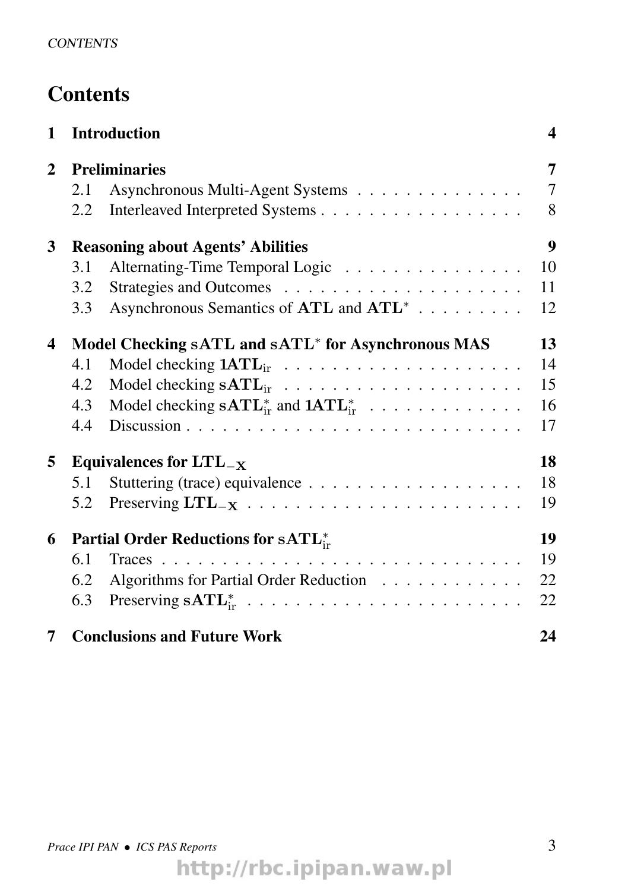# Contents

| | | |
|---|---|---|
| **1** | **Introduction** | **4** |
| **2** | **Preliminaries** | **7** |
| 2.1 | Asynchronous Multi-Agent Systems | 7 |
| 2.2 | Interleaved Interpreted Systems | 8 |
| **3** | **Reasoning about Agents' Abilities** | **9** |
| 3.1 | Alternating-Time Temporal Logic | 10 |
| 3.2 | Strategies and Outcomes | 11 |
| 3.3 | Asynchronous Semantics of $\mathbf{ATL}$ and $\mathbf{ATL}^*$ | 12 |
| **4** | **Model Checking $\mathbf{sATL}$ and $\mathbf{sATL}^*$ for Asynchronous MAS** | **13** |
| 4.1 | Model checking $\mathbf{1ATL}_{\mathrm{ir}}$ | 14 |
| 4.2 | Model checking $\mathbf{sATL}_{\mathrm{ir}}$ | 15 |
| 4.3 | Model checking $\mathbf{sATL}^*_{\mathrm{ir}}$ and $\mathbf{1ATL}^*_{\mathrm{ir}}$ | 16 |
| 4.4 | Discussion | 17 |
| **5** | **Equivalences for $\mathbf{LTL}_{-\mathbf{X}}$** | **18** |
| 5.1 | Stuttering (trace) equivalence | 18 |
| 5.2 | Preserving $\mathbf{LTL}_{-\mathbf{X}}$ | 19 |
| **6** | **Partial Order Reductions for $\mathbf{sATL}^*_{\mathrm{ir}}$** | **19** |
| 6.1 | Traces | 19 |
| 6.2 | Algorithms for Partial Order Reduction | 22 |
| 6.3 | Preserving $\mathbf{sATL}^*_{\mathrm{ir}}$ | 22 |
| **7** | **Conclusions and Future Work** | **24** |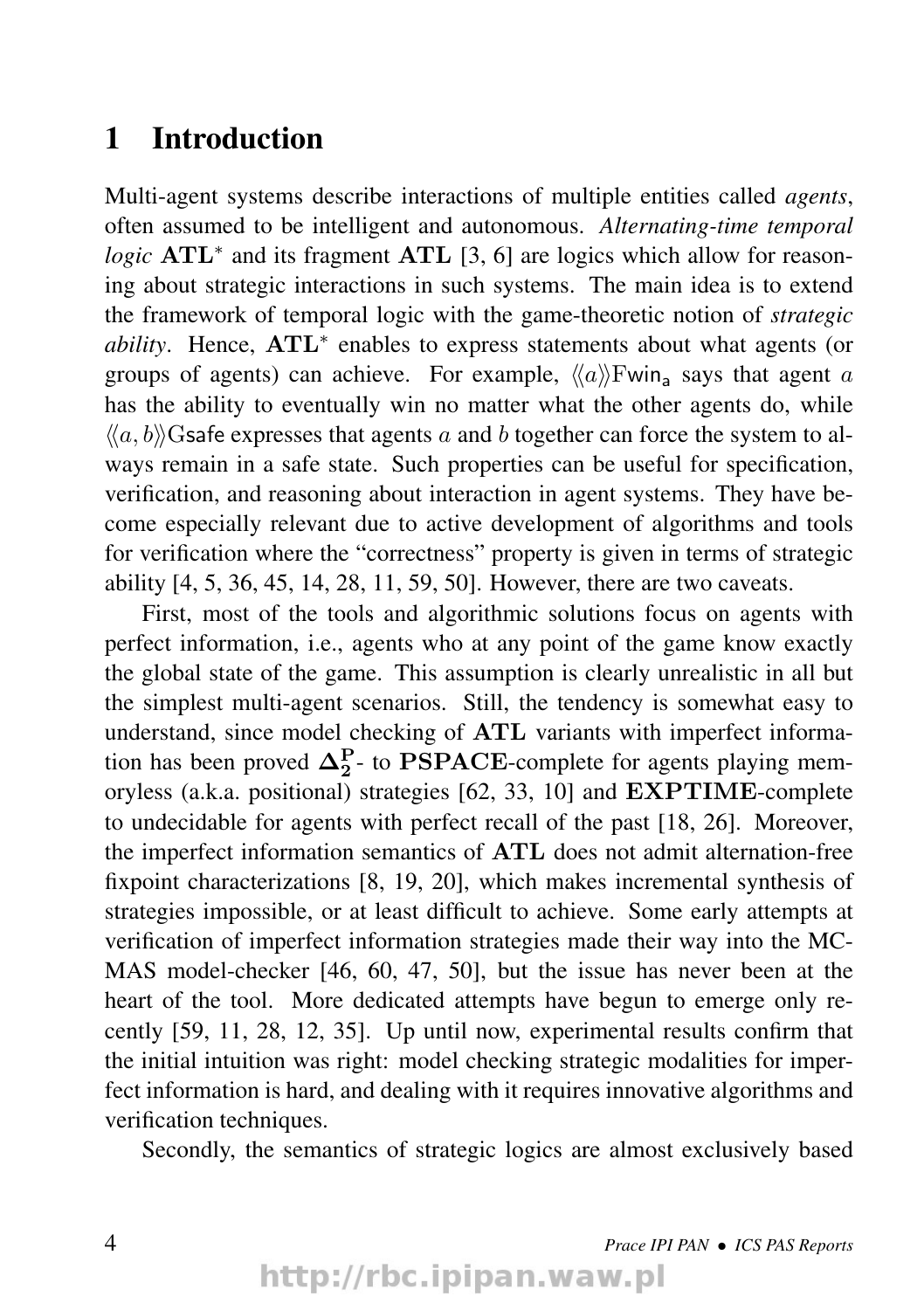# 1 Introduction

Multi-agent systems describe interactions of multiple entities called *agents*, often assumed to be intelligent and autonomous. *Alternating-time temporal logic* $\mathbf{ATL}^*$ and its fragment $\mathbf{ATL}$ [3, 6] are logics which allow for reasoning about strategic interactions in such systems. The main idea is to extend the framework of temporal logic with the game-theoretic notion of *strategic ability*. Hence, $\mathbf{ATL}^*$ enables to express statements about what agents (or groups of agents) can achieve. For example, $\langle\!\langle a \rangle\!\rangle \mathrm{F}\mathsf{win_a}$ says that agent $a$ has the ability to eventually win no matter what the other agents do, while $\langle\!\langle a, b \rangle\!\rangle \mathrm{G}\mathsf{safe}$ expresses that agents $a$ and $b$ together can force the system to always remain in a safe state. Such properties can be useful for specification, verification, and reasoning about interaction in agent systems. They have become especially relevant due to active development of algorithms and tools for verification where the "correctness" property is given in terms of strategic ability [4, 5, 36, 45, 14, 28, 11, 59, 50]. However, there are two caveats.

First, most of the tools and algorithmic solutions focus on agents with perfect information, i.e., agents who at any point of the game know exactly the global state of the game. This assumption is clearly unrealistic in all but the simplest multi-agent scenarios. Still, the tendency is somewhat easy to understand, since model checking of $\mathbf{ATL}$ variants with imperfect information has been proved $\mathbf{\Delta_2^P}$- to $\mathbf{PSPACE}$-complete for agents playing memoryless (a.k.a. positional) strategies [62, 33, 10] and $\mathbf{EXPTIME}$-complete to undecidable for agents with perfect recall of the past [18, 26]. Moreover, the imperfect information semantics of $\mathbf{ATL}$ does not admit alternation-free fixpoint characterizations [8, 19, 20], which makes incremental synthesis of strategies impossible, or at least difficult to achieve. Some early attempts at verification of imperfect information strategies made their way into the MCMAS model-checker [46, 60, 47, 50], but the issue has never been at the heart of the tool. More dedicated attempts have begun to emerge only recently [59, 11, 28, 12, 35]. Up until now, experimental results confirm that the initial intuition was right: model checking strategic modalities for imperfect information is hard, and dealing with it requires innovative algorithms and verification techniques.

Secondly, the semantics of strategic logics are almost exclusively based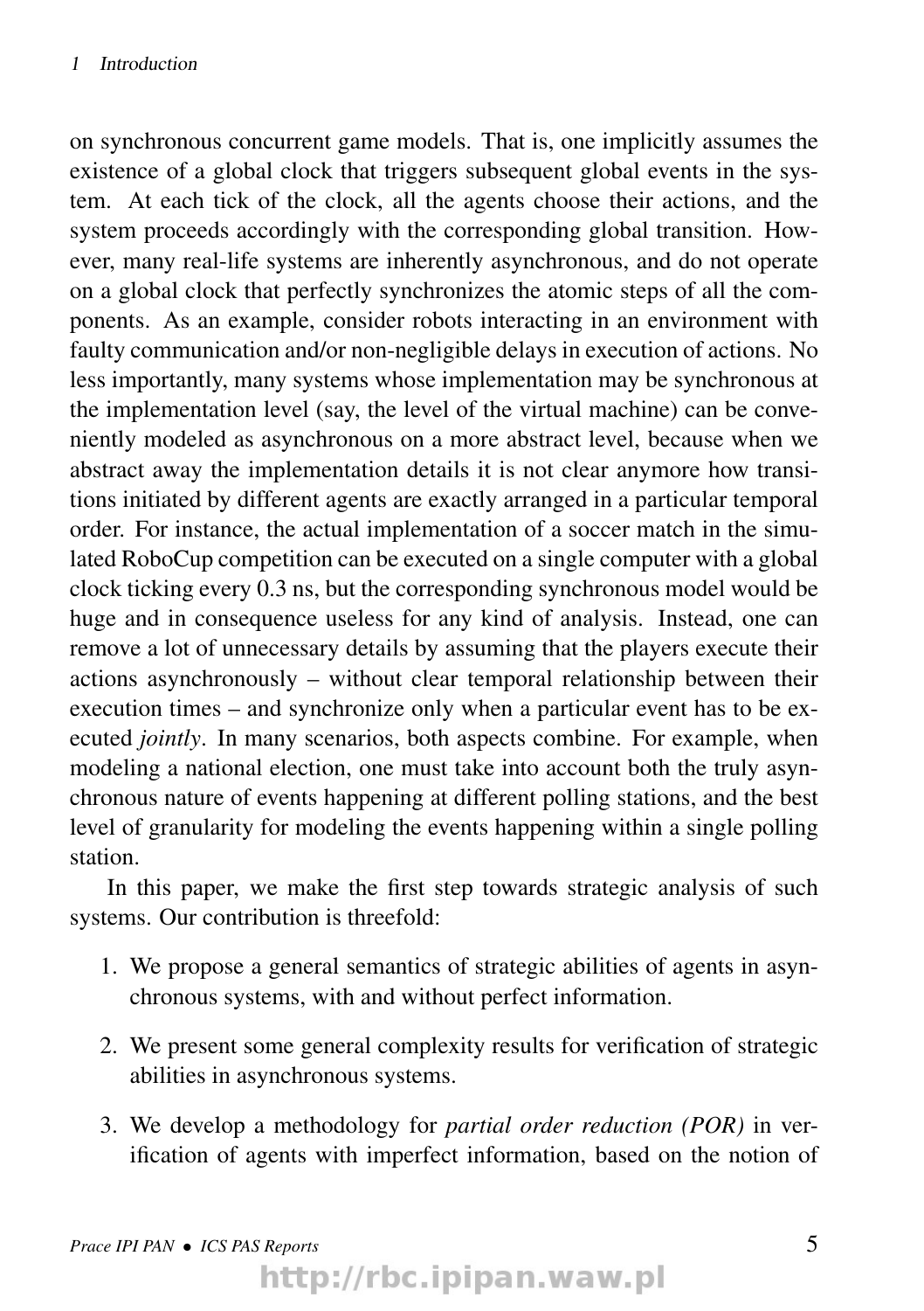on synchronous concurrent game models. That is, one implicitly assumes the existence of a global clock that triggers subsequent global events in the system. At each tick of the clock, all the agents choose their actions, and the system proceeds accordingly with the corresponding global transition. However, many real-life systems are inherently asynchronous, and do not operate on a global clock that perfectly synchronizes the atomic steps of all the components. As an example, consider robots interacting in an environment with faulty communication and/or non-negligible delays in execution of actions. No less importantly, many systems whose implementation may be synchronous at the implementation level (say, the level of the virtual machine) can be conveniently modeled as asynchronous on a more abstract level, because when we abstract away the implementation details it is not clear anymore how transitions initiated by different agents are exactly arranged in a particular temporal order. For instance, the actual implementation of a soccer match in the simulated RoboCup competition can be executed on a single computer with a global clock ticking every 0.3 ns, but the corresponding synchronous model would be huge and in consequence useless for any kind of analysis. Instead, one can remove a lot of unnecessary details by assuming that the players execute their actions asynchronously – without clear temporal relationship between their execution times – and synchronize only when a particular event has to be executed *jointly*. In many scenarios, both aspects combine. For example, when modeling a national election, one must take into account both the truly asynchronous nature of events happening at different polling stations, and the best level of granularity for modeling the events happening within a single polling station.

In this paper, we make the first step towards strategic analysis of such systems. Our contribution is threefold:

1. We propose a general semantics of strategic abilities of agents in asynchronous systems, with and without perfect information.
2. We present some general complexity results for verification of strategic abilities in asynchronous systems.
3. We develop a methodology for *partial order reduction (POR)* in verification of agents with imperfect information, based on the notion of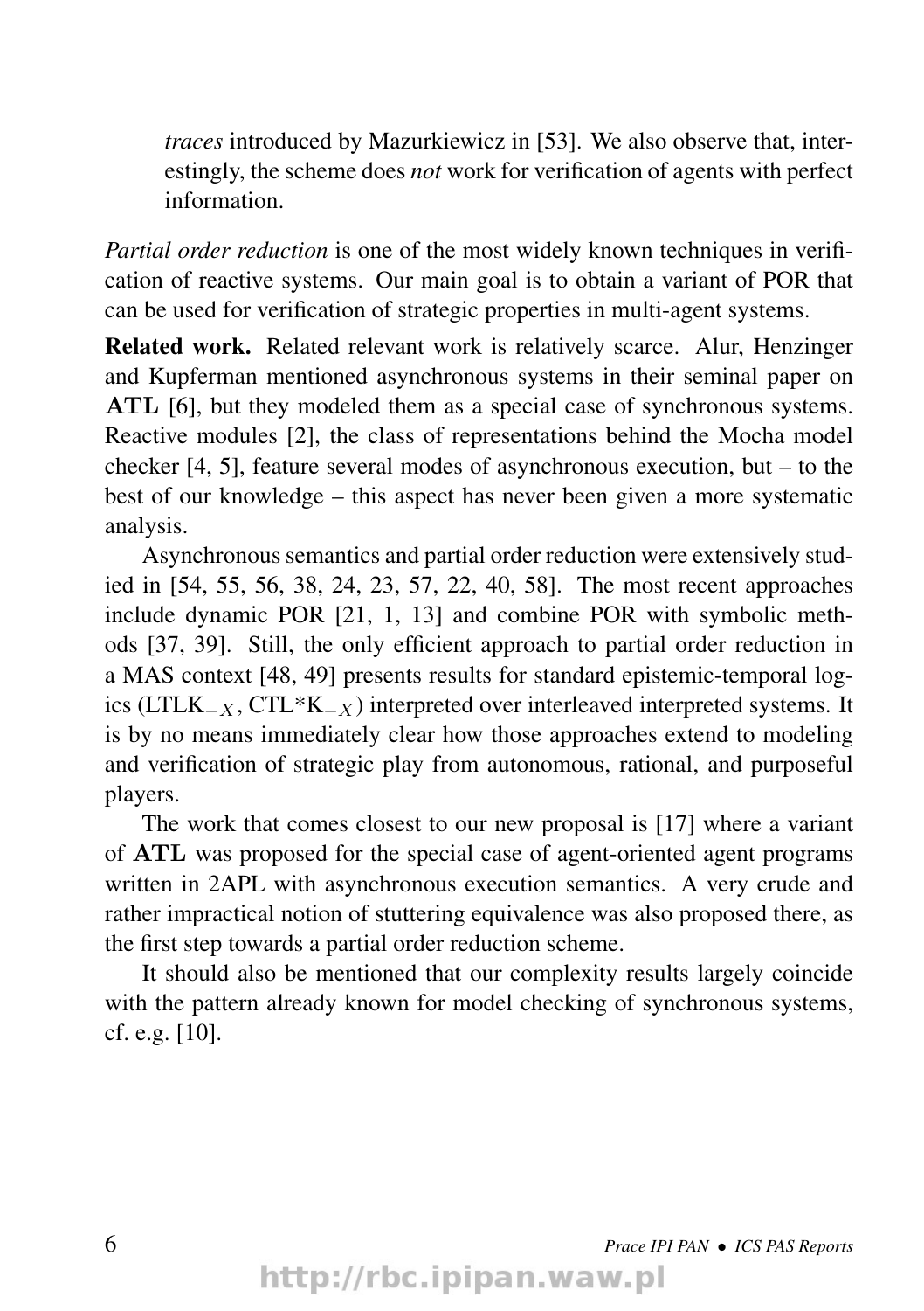*traces* introduced by Mazurkiewicz in [53]. We also observe that, interestingly, the scheme does *not* work for verification of agents with perfect information.

*Partial order reduction* is one of the most widely known techniques in verification of reactive systems. Our main goal is to obtain a variant of POR that can be used for verification of strategic properties in multi-agent systems.

**Related work.** Related relevant work is relatively scarce. Alur, Henzinger and Kupferman mentioned asynchronous systems in their seminal paper on **ATL** [6], but they modeled them as a special case of synchronous systems. Reactive modules [2], the class of representations behind the Mocha model checker [4, 5], feature several modes of asynchronous execution, but – to the best of our knowledge – this aspect has never been given a more systematic analysis.

Asynchronous semantics and partial order reduction were extensively studied in [54, 55, 56, 38, 24, 23, 57, 22, 40, 58]. The most recent approaches include dynamic POR [21, 1, 13] and combine POR with symbolic methods [37, 39]. Still, the only efficient approach to partial order reduction in a MAS context [48, 49] presents results for standard epistemic-temporal logics ($\mathrm{LTLK}_{-X}$, $\mathrm{CTL^*K}_{-X}$) interpreted over interleaved interpreted systems. It is by no means immediately clear how those approaches extend to modeling and verification of strategic play from autonomous, rational, and purposeful players.

The work that comes closest to our new proposal is [17] where a variant of **ATL** was proposed for the special case of agent-oriented agent programs written in 2APL with asynchronous execution semantics. A very crude and rather impractical notion of stuttering equivalence was also proposed there, as the first step towards a partial order reduction scheme.

It should also be mentioned that our complexity results largely coincide with the pattern already known for model checking of synchronous systems, cf. e.g. [10].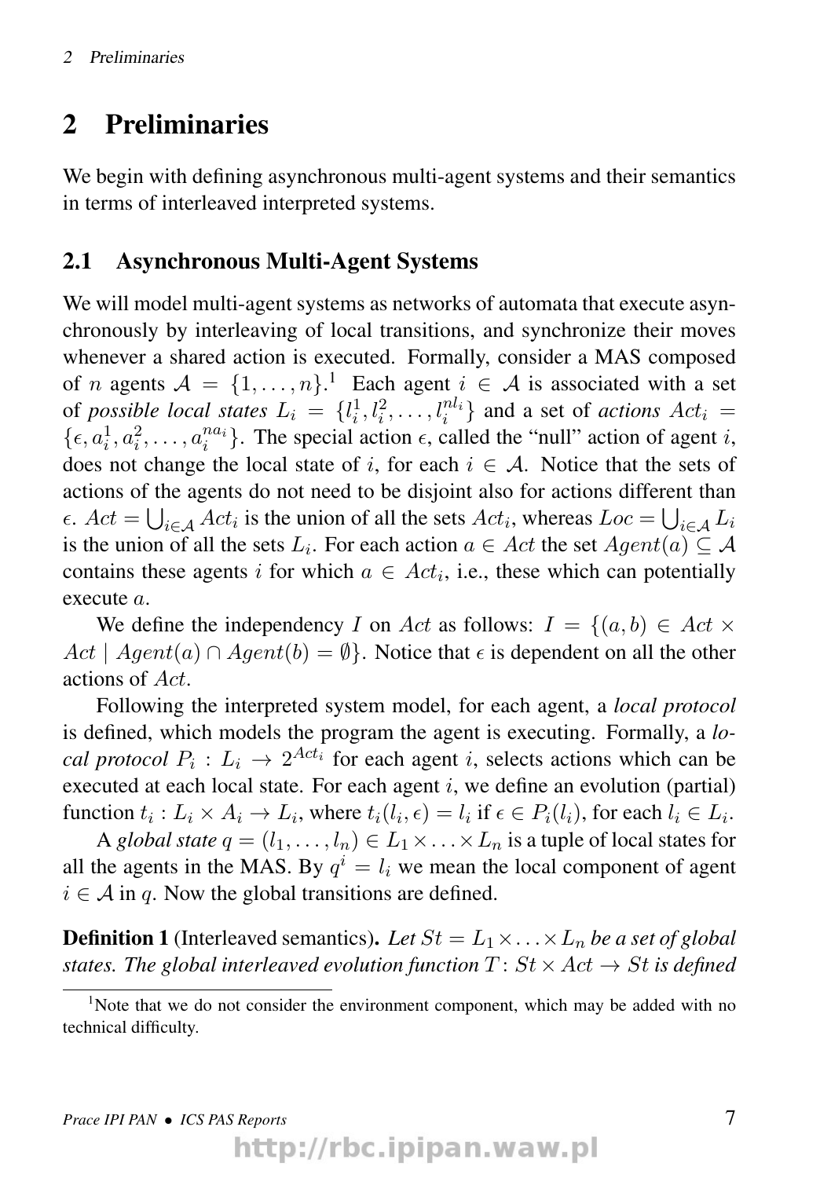# 2 Preliminaries

We begin with defining asynchronous multi-agent systems and their semantics in terms of interleaved interpreted systems.

## 2.1 Asynchronous Multi-Agent Systems

We will model multi-agent systems as networks of automata that execute asynchronously by interleaving of local transitions, and synchronize their moves whenever a shared action is executed. Formally, consider a MAS composed of $n$ agents $\mathcal{A} = \{1, \ldots, n\}$.[1] Each agent $i \in \mathcal{A}$ is associated with a set of *possible local states* $L_i = \{l_i^1, l_i^2, \ldots, l_i^{nl_i}\}$ and a set of *actions* $Act_i = \{\epsilon, a_i^1, a_i^2, \ldots, a_i^{na_i}\}$. The special action $\epsilon$, called the "null" action of agent $i$, does not change the local state of $i$, for each $i \in \mathcal{A}$. Notice that the sets of actions of the agents do not need to be disjoint also for actions different than $\epsilon$. $Act = \bigcup_{i \in \mathcal{A}} Act_i$ is the union of all the sets $Act_i$, whereas $Loc = \bigcup_{i \in \mathcal{A}} L_i$ is the union of all the sets $L_i$. For each action $a \in Act$ the set $Agent(a) \subseteq \mathcal{A}$ contains these agents $i$ for which $a \in Act_i$, i.e., these which can potentially execute $a$.

We define the independency $I$ on $Act$ as follows: $I = \{(a, b) \in Act \times Act \mid Agent(a) \cap Agent(b) = \emptyset\}$. Notice that $\epsilon$ is dependent on all the other actions of $Act$.

Following the interpreted system model, for each agent, a *local protocol* is defined, which models the program the agent is executing. Formally, a *local protocol* $P_i : L_i \to 2^{Act_i}$ for each agent $i$, selects actions which can be executed at each local state. For each agent $i$, we define an evolution (partial) function $t_i : L_i \times A_i \to L_i$, where $t_i(l_i, \epsilon) = l_i$ if $\epsilon \in P_i(l_i)$, for each $l_i \in L_i$.

A *global state* $q = (l_1, \ldots, l_n) \in L_1 \times \ldots \times L_n$ is a tuple of local states for all the agents in the MAS. By $q^i = l_i$ we mean the local component of agent $i \in \mathcal{A}$ in $q$. Now the global transitions are defined.

**Definition 1** (Interleaved semantics)**.** *Let $St = L_1 \times \ldots \times L_n$ be a set of global states. The global interleaved evolution function $T \colon St \times Act \to St$ is defined*

[1] Note that we do not consider the environment component, which may be added with no technical difficulty.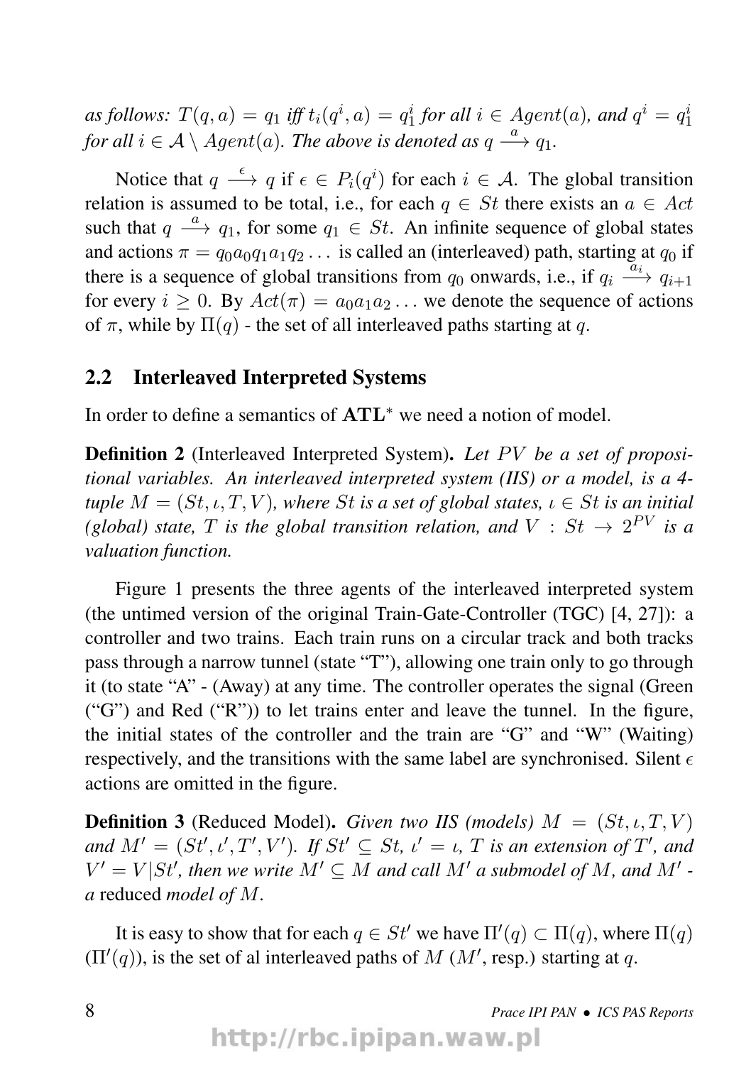*as follows:* $T(q, a) = q_1$ *iff* $t_i(q^i, a) = q_1^i$ *for all* $i \in Agent(a)$*, and* $q^i = q_1^i$ *for all* $i \in \mathcal{A} \setminus Agent(a)$*. The above is denoted as* $q \xrightarrow{a} q_1$*.*

Notice that $q \xrightarrow{\epsilon} q$ if $\epsilon \in P_i(q^i)$ for each $i \in \mathcal{A}$. The global transition relation is assumed to be total, i.e., for each $q \in St$ there exists an $a \in Act$ such that $q \xrightarrow{a} q_1$, for some $q_1 \in St$. An infinite sequence of global states and actions $\pi = q_0 a_0 q_1 a_1 q_2 \ldots$ is called an (interleaved) path, starting at $q_0$ if there is a sequence of global transitions from $q_0$ onwards, i.e., if $q_i \xrightarrow{a_i} q_{i+1}$ for every $i \geq 0$. By $Act(\pi) = a_0 a_1 a_2 \ldots$ we denote the sequence of actions of $\pi$, while by $\Pi(q)$ - the set of all interleaved paths starting at $q$.

## 2.2 Interleaved Interpreted Systems

In order to define a semantics of $\mathbf{ATL}^*$ we need a notion of model.

**Definition 2** (Interleaved Interpreted System)**.** *Let $PV$ be a set of propositional variables. An interleaved interpreted system (IIS) or a model, is a 4-tuple $M = (St, \iota, T, V)$, where $St$ is a set of global states, $\iota \in St$ is an initial (global) state, $T$ is the global transition relation, and $V : St \to 2^{PV}$ is a valuation function.*

Figure 1 presents the three agents of the interleaved interpreted system (the untimed version of the original Train-Gate-Controller (TGC) [4, 27]): a controller and two trains. Each train runs on a circular track and both tracks pass through a narrow tunnel (state "T"), allowing one train only to go through it (to state "A" - (Away) at any time. The controller operates the signal (Green ("G") and Red ("R")) to let trains enter and leave the tunnel. In the figure, the initial states of the controller and the train are "G" and "W" (Waiting) respectively, and the transitions with the same label are synchronised. Silent $\epsilon$ actions are omitted in the figure.

**Definition 3** (Reduced Model)**.** *Given two IIS (models) $M = (St, \iota, T, V)$ and $M' = (St', \iota', T', V')$. If $St' \subseteq St$, $\iota' = \iota$, $T$ is an extension of $T'$, and $V' = V|St'$, then we write $M' \subseteq M$ and call $M'$ a submodel of $M$, and $M'$ - a* reduced *model of $M$.*

It is easy to show that for each $q \in St'$ we have $\Pi'(q) \subset \Pi(q)$, where $\Pi(q)$ ($\Pi'(q)$), is the set of al interleaved paths of $M$ ($M'$, resp.) starting at $q$.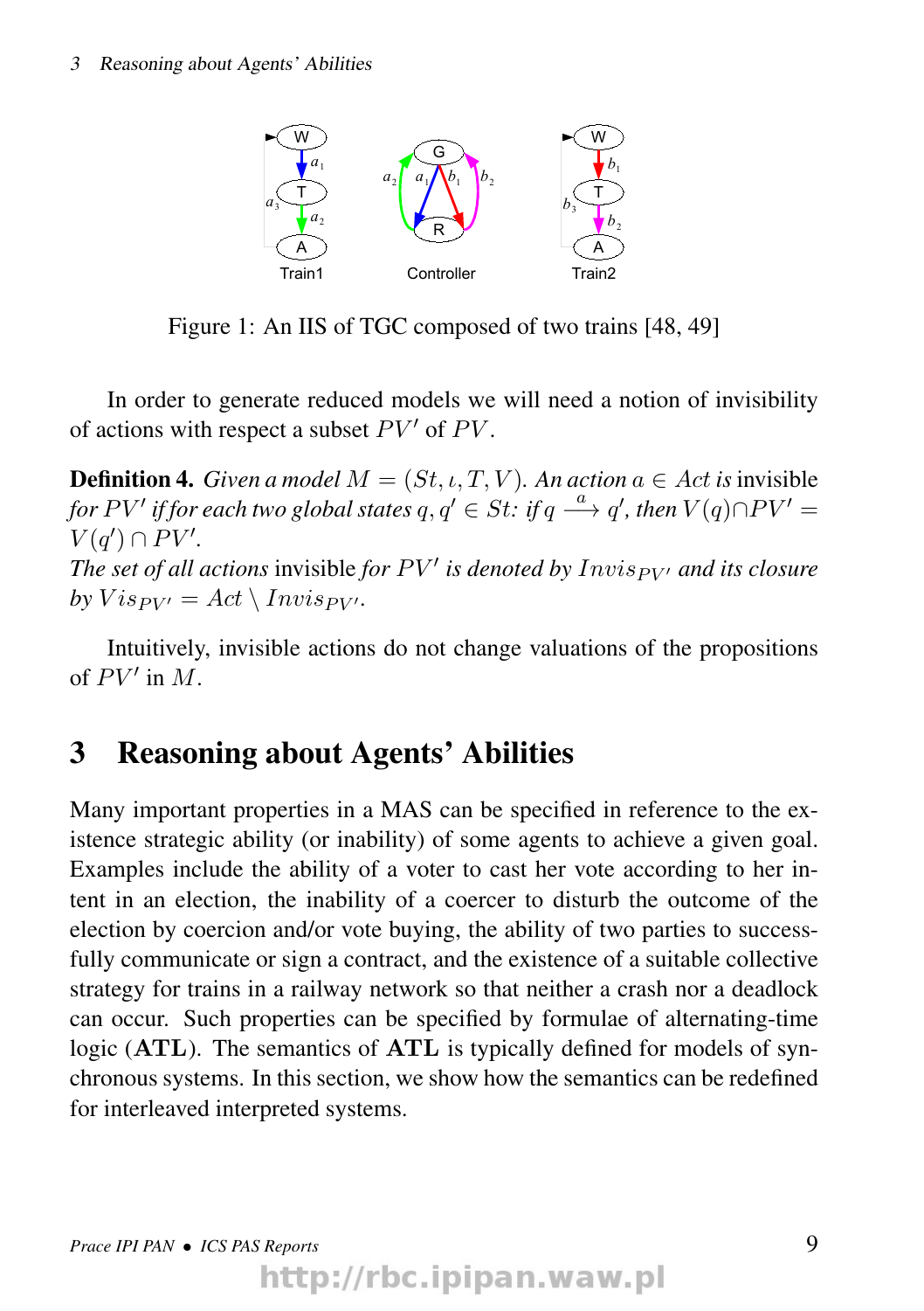Figure 1: An IIS of TGC composed of two trains [48, 49]

In order to generate reduced models we will need a notion of invisibility of actions with respect a subset $PV'$ of $PV$.

**Definition 4.** *Given a model $M = (St, \iota, T, V)$. An action $a \in Act$ is* invisible *for $PV'$ if for each two global states $q, q' \in St$: if $q \xrightarrow{a} q'$, then $V(q) \cap PV' = V(q') \cap PV'$.*
*The set of all actions* invisible *for $PV'$ is denoted by $Invis_{PV'}$ and its closure by $Vis_{PV'} = Act \setminus Invis_{PV'}$.*

Intuitively, invisible actions do not change valuations of the propositions of $PV'$ in $M$.

## 3 Reasoning about Agents' Abilities

Many important properties in a MAS can be specified in reference to the existence strategic ability (or inability) of some agents to achieve a given goal. Examples include the ability of a voter to cast her vote according to her intent in an election, the inability of a coercer to disturb the outcome of the election by coercion and/or vote buying, the ability of two parties to successfully communicate or sign a contract, and the existence of a suitable collective strategy for trains in a railway network so that neither a crash nor a deadlock can occur. Such properties can be specified by formulae of alternating-time logic (**ATL**). The semantics of **ATL** is typically defined for models of synchronous systems. In this section, we show how the semantics can be redefined for interleaved interpreted systems.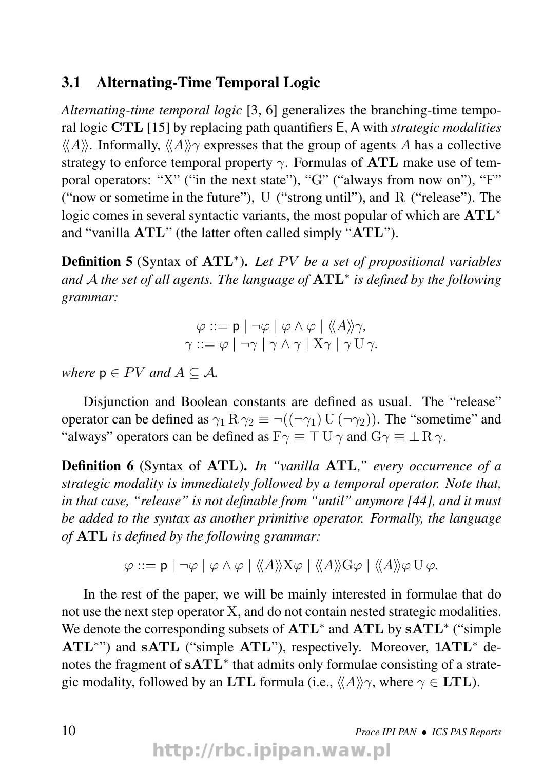### 3.1 Alternating-Time Temporal Logic

*Alternating-time temporal logic* [3, 6] generalizes the branching-time temporal logic **CTL** [15] by replacing path quantifiers E, A with *strategic modalities* $\langle\langle A \rangle\rangle$. Informally, $\langle\langle A \rangle\rangle\gamma$ expresses that the group of agents $A$ has a collective strategy to enforce temporal property $\gamma$. Formulas of **ATL** make use of temporal operators: "X" ("in the next state"), "G" ("always from now on"), "F" ("now or sometime in the future"), U ("strong until"), and R ("release"). The logic comes in several syntactic variants, the most popular of which are $\mathbf{ATL}^*$ and "vanilla **ATL**" (the latter often called simply "**ATL**").

**Definition 5** (Syntax of $\mathbf{ATL}^*$)**.** *Let $PV$ be a set of propositional variables and $\mathcal{A}$ the set of all agents. The language of $\mathbf{ATL}^*$ is defined by the following grammar:*

$$\varphi ::= \mathsf{p} \mid \neg\varphi \mid \varphi \wedge \varphi \mid \langle\langle A \rangle\rangle\gamma,$$
$$\gamma ::= \varphi \mid \neg\gamma \mid \gamma \wedge \gamma \mid \mathrm{X}\gamma \mid \gamma \,\mathrm{U}\, \gamma.$$

*where $\mathsf{p} \in PV$ and $A \subseteq \mathcal{A}$.*

Disjunction and Boolean constants are defined as usual. The "release" operator can be defined as $\gamma_1 \,\mathrm{R}\, \gamma_2 \equiv \neg((\neg\gamma_1) \,\mathrm{U}\, (\neg\gamma_2))$. The "sometime" and "always" operators can be defined as $\mathrm{F}\gamma \equiv \top \,\mathrm{U}\, \gamma$ and $\mathrm{G}\gamma \equiv \bot \,\mathrm{R}\, \gamma$.

**Definition 6** (Syntax of **ATL**)**.** *In "vanilla* **ATL***," every occurrence of a strategic modality is immediately followed by a temporal operator. Note that, in that case, "release" is not definable from "until" anymore [44], and it must be added to the syntax as another primitive operator. Formally, the language of* **ATL** *is defined by the following grammar:*

$$\varphi ::= \mathsf{p} \mid \neg\varphi \mid \varphi \wedge \varphi \mid \langle\langle A \rangle\rangle \mathrm{X}\varphi \mid \langle\langle A \rangle\rangle \mathrm{G}\varphi \mid \langle\langle A \rangle\rangle \varphi \,\mathrm{U}\, \varphi.$$

In the rest of the paper, we will be mainly interested in formulae that do not use the next step operator X, and do not contain nested strategic modalities. We denote the corresponding subsets of $\mathbf{ATL}^*$ and **ATL** by $\mathbf{sATL}^*$ ("simple $\mathbf{ATL}^*$") and **sATL** ("simple **ATL**"), respectively. Moreover, $\mathbf{1ATL}^*$ denotes the fragment of $\mathbf{sATL}^*$ that admits only formulae consisting of a strategic modality, followed by an **LTL** formula (i.e., $\langle\langle A \rangle\rangle\gamma$, where $\gamma \in \mathbf{LTL}$).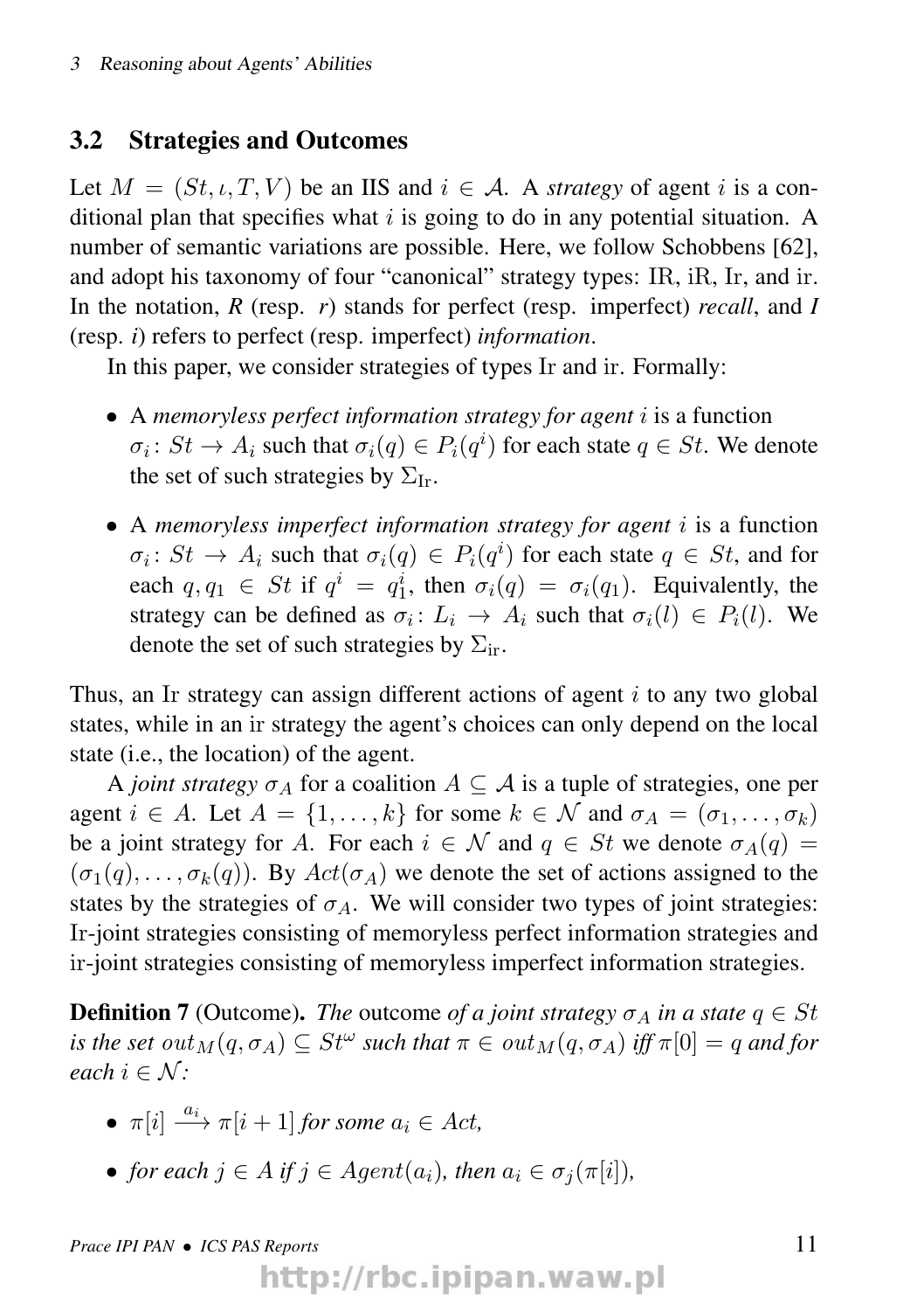## 3.2 Strategies and Outcomes

Let $M = (St, \iota, T, V)$ be an IIS and $i \in \mathcal{A}$. A *strategy* of agent $i$ is a conditional plan that specifies what $i$ is going to do in any potential situation. A number of semantic variations are possible. Here, we follow Schobbens [62], and adopt his taxonomy of four "canonical" strategy types: IR, iR, Ir, and ir. In the notation, *R* (resp. *r*) stands for perfect (resp. imperfect) *recall*, and *I* (resp. *i*) refers to perfect (resp. imperfect) *information*.

In this paper, we consider strategies of types Ir and ir. Formally:

- A *memoryless perfect information strategy for agent $i$* is a function $\sigma_i \colon St \to A_i$ such that $\sigma_i(q) \in P_i(q^i)$ for each state $q \in St$. We denote the set of such strategies by $\Sigma_{\mathrm{Ir}}$.
- A *memoryless imperfect information strategy for agent $i$* is a function $\sigma_i \colon St \to A_i$ such that $\sigma_i(q) \in P_i(q^i)$ for each state $q \in St$, and for each $q, q_1 \in St$ if $q^i = q_1^i$, then $\sigma_i(q) = \sigma_i(q_1)$. Equivalently, the strategy can be defined as $\sigma_i \colon L_i \to A_i$ such that $\sigma_i(l) \in P_i(l)$. We denote the set of such strategies by $\Sigma_{\mathrm{ir}}$.

Thus, an Ir strategy can assign different actions of agent $i$ to any two global states, while in an ir strategy the agent's choices can only depend on the local state (i.e., the location) of the agent.

A *joint strategy* $\sigma_A$ for a coalition $A \subseteq \mathcal{A}$ is a tuple of strategies, one per agent $i \in A$. Let $A = \{1, \dots, k\}$ for some $k \in \mathcal{N}$ and $\sigma_A = (\sigma_1, \dots, \sigma_k)$ be a joint strategy for $A$. For each $i \in \mathcal{N}$ and $q \in St$ we denote $\sigma_A(q) = (\sigma_1(q), \dots, \sigma_k(q))$. By $Act(\sigma_A)$ we denote the set of actions assigned to the states by the strategies of $\sigma_A$. We will consider two types of joint strategies: Ir-joint strategies consisting of memoryless perfect information strategies and ir-joint strategies consisting of memoryless imperfect information strategies.

**Definition 7** (Outcome)**.** *The* outcome *of a joint strategy $\sigma_A$ in a state $q \in St$ is the set $out_M(q, \sigma_A) \subseteq St^\omega$ such that $\pi \in out_M(q, \sigma_A)$ iff $\pi[0] = q$ and for each $i \in \mathcal{N}$:*

- $\pi[i] \xrightarrow{a_i} \pi[i+1]$ *for some $a_i \in Act$,*
- *for each $j \in A$ if $j \in Agent(a_i)$, then $a_i \in \sigma_j(\pi[i])$,*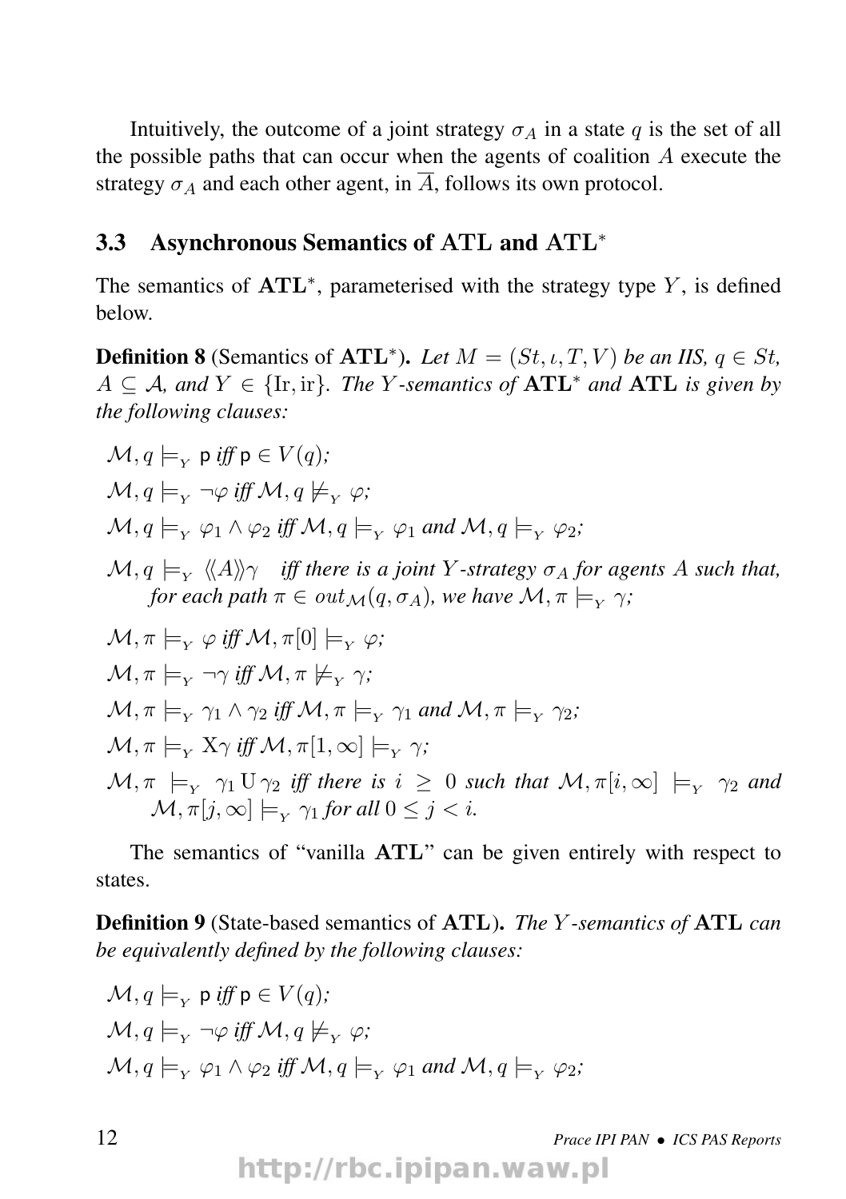Intuitively, the outcome of a joint strategy $\sigma_A$ in a state $q$ is the set of all the possible paths that can occur when the agents of coalition $A$ execute the strategy $\sigma_A$ and each other agent, in $\overline{A}$, follows its own protocol.

### 3.3 Asynchronous Semantics of $\mathrm{ATL}$ and $\mathrm{ATL}^*$

The semantics of $\mathbf{ATL}^*$, parameterised with the strategy type $Y$, is defined below.

**Definition 8** (Semantics of $\mathbf{ATL}^*$)**.** *Let $M = (St, \iota, T, V)$ be an IIS, $q \in St$, $A \subseteq \mathcal{A}$, and $Y \in \{\mathrm{Ir}, \mathrm{ir}\}$. The $Y$-semantics of $\mathbf{ATL}^*$ and $\mathbf{ATL}$ is given by the following clauses:*

- $\mathcal{M}, q \models_{Y} \mathsf{p}$ *iff* $\mathsf{p} \in V(q)$*;*
- $\mathcal{M}, q \models_{Y} \neg\varphi$ *iff* $\mathcal{M}, q \not\models_{Y} \varphi$*;*
- $\mathcal{M}, q \models_{Y} \varphi_1 \wedge \varphi_2$ *iff* $\mathcal{M}, q \models_{Y} \varphi_1$ *and* $\mathcal{M}, q \models_{Y} \varphi_2$*;*
- $\mathcal{M}, q \models_{Y} \langle\!\langle A \rangle\!\rangle \gamma$ *iff there is a joint $Y$-strategy $\sigma_A$ for agents $A$ such that, for each path $\pi \in out_{\mathcal{M}}(q, \sigma_A)$, we have $\mathcal{M}, \pi \models_{Y} \gamma$;*
- $\mathcal{M}, \pi \models_{Y} \varphi$ *iff* $\mathcal{M}, \pi[0] \models_{Y} \varphi$*;*
- $\mathcal{M}, \pi \models_{Y} \neg\gamma$ *iff* $\mathcal{M}, \pi \not\models_{Y} \gamma$*;*
- $\mathcal{M}, \pi \models_{Y} \gamma_1 \wedge \gamma_2$ *iff* $\mathcal{M}, \pi \models_{Y} \gamma_1$ *and* $\mathcal{M}, \pi \models_{Y} \gamma_2$*;*
- $\mathcal{M}, \pi \models_{Y} \mathrm{X}\gamma$ *iff* $\mathcal{M}, \pi[1, \infty] \models_{Y} \gamma$*;*
- $\mathcal{M}, \pi \models_{Y} \gamma_1 \,\mathrm{U}\, \gamma_2$ *iff there is $i \geq 0$ such that $\mathcal{M}, \pi[i, \infty] \models_{Y} \gamma_2$ and $\mathcal{M}, \pi[j, \infty] \models_{Y} \gamma_1$ for all $0 \leq j < i$.*

The semantics of "vanilla $\mathbf{ATL}$" can be given entirely with respect to states.

**Definition 9** (State-based semantics of $\mathbf{ATL}$)**.** *The $Y$-semantics of $\mathbf{ATL}$ can be equivalently defined by the following clauses:*

- $\mathcal{M}, q \models_{Y} \mathsf{p}$ *iff* $\mathsf{p} \in V(q)$*;*
- $\mathcal{M}, q \models_{Y} \neg\varphi$ *iff* $\mathcal{M}, q \not\models_{Y} \varphi$*;*
- $\mathcal{M}, q \models_{Y} \varphi_1 \wedge \varphi_2$ *iff* $\mathcal{M}, q \models_{Y} \varphi_1$ *and* $\mathcal{M}, q \models_{Y} \varphi_2$*;*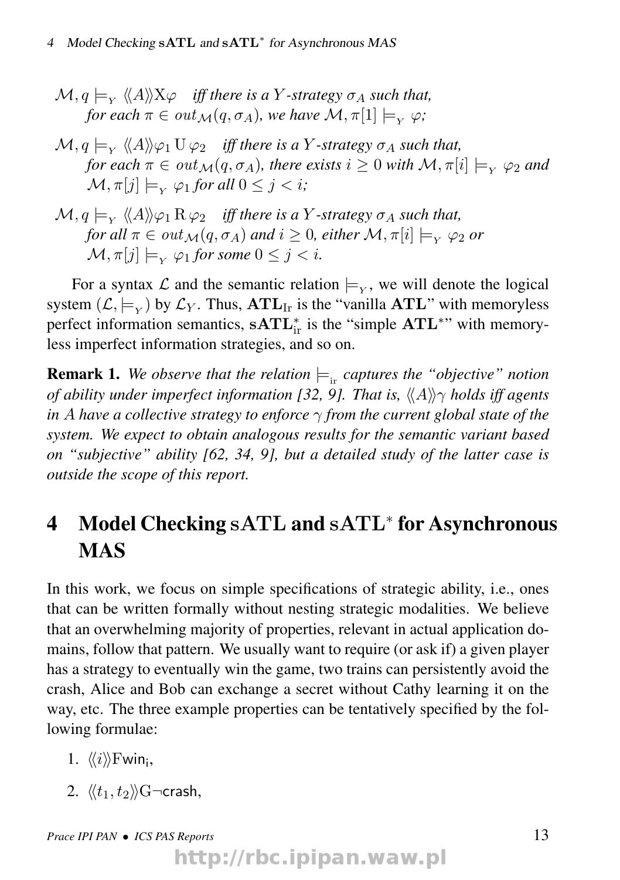- $\mathcal{M}, q \models_{_Y} \langle\!\langle A \rangle\!\rangle \mathrm{X}\varphi$ *iff there is a $Y$-strategy $\sigma_A$ such that, for each $\pi \in out_{\mathcal{M}}(q, \sigma_A)$, we have $\mathcal{M}, \pi[1] \models_{_Y} \varphi$;*
- $\mathcal{M}, q \models_{_Y} \langle\!\langle A \rangle\!\rangle \varphi_1 \,\mathrm{U}\, \varphi_2$ *iff there is a $Y$-strategy $\sigma_A$ such that, for each $\pi \in out_{\mathcal{M}}(q, \sigma_A)$, there exists $i \geq 0$ with $\mathcal{M}, \pi[i] \models_{_Y} \varphi_2$ and $\mathcal{M}, \pi[j] \models_{_Y} \varphi_1$ for all $0 \leq j < i$;*
- $\mathcal{M}, q \models_{_Y} \langle\!\langle A \rangle\!\rangle \varphi_1 \,\mathrm{R}\, \varphi_2$ *iff there is a $Y$-strategy $\sigma_A$ such that, for all $\pi \in out_{\mathcal{M}}(q, \sigma_A)$ and $i \geq 0$, either $\mathcal{M}, \pi[i] \models_{_Y} \varphi_2$ or $\mathcal{M}, \pi[j] \models_{_Y} \varphi_1$ for some $0 \leq j < i$.*

For a syntax $\mathcal{L}$ and the semantic relation $\models_{_Y}$, we will denote the logical system $(\mathcal{L}, \models_{_Y})$ by $\mathcal{L}_Y$. Thus, $\mathbf{ATL}_{\mathrm{Ir}}$ is the "vanilla $\mathbf{ATL}$" with memoryless perfect information semantics, $\mathbf{sATL}^*_{\mathrm{ir}}$ is the "simple $\mathbf{ATL}^*$" with memoryless imperfect information strategies, and so on.

**Remark 1.** *We observe that the relation $\models_{_{\mathrm{ir}}}$ captures the "objective" notion of ability under imperfect information [32, 9]. That is, $\langle\!\langle A \rangle\!\rangle\gamma$ holds iff agents in $A$ have a collective strategy to enforce $\gamma$ from the current global state of the system. We expect to obtain analogous results for the semantic variant based on "subjective" ability [62, 34, 9], but a detailed study of the latter case is outside the scope of this report.*

# 4 Model Checking sATL and sATL* for Asynchronous MAS

In this work, we focus on simple specifications of strategic ability, i.e., ones that can be written formally without nesting strategic modalities. We believe that an overwhelming majority of properties, relevant in actual application domains, follow that pattern. We usually want to require (or ask if) a given player has a strategy to eventually win the game, two trains can persistently avoid the crash, Alice and Bob can exchange a secret without Cathy learning it on the way, etc. The three example properties can be tentatively specified by the following formulae:

1. $\langle\!\langle i \rangle\!\rangle \mathrm{F}\,\mathsf{win_i}$,
2. $\langle\!\langle t_1, t_2 \rangle\!\rangle \mathrm{G}\neg\mathsf{crash}$,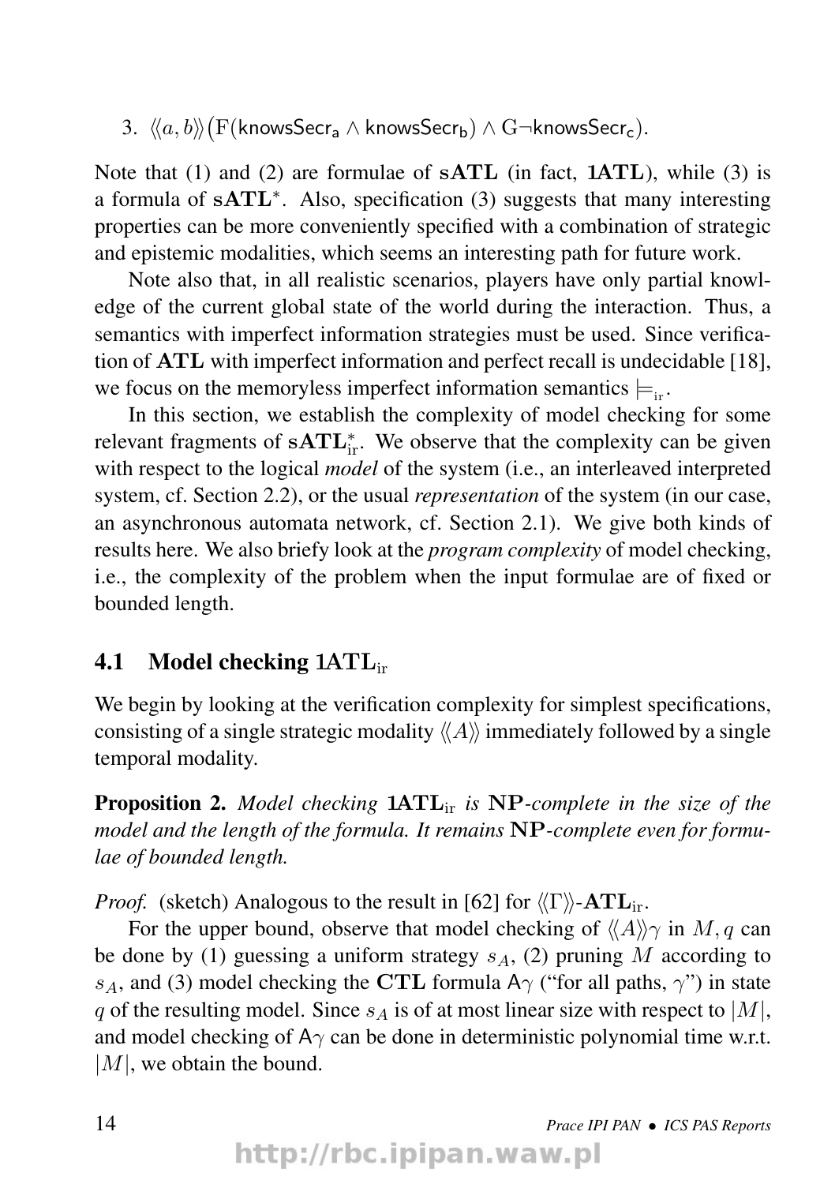3. $\langle\langle a, b\rangle\rangle\big(\mathrm{F}(\mathsf{knowsSecr_a} \wedge \mathsf{knowsSecr_b}) \wedge \mathrm{G}\neg\mathsf{knowsSecr_c}\big)$.

Note that (1) and (2) are formulae of $\mathbf{sATL}$ (in fact, $\mathbf{1ATL}$), while (3) is a formula of $\mathbf{sATL}^*$. Also, specification (3) suggests that many interesting properties can be more conveniently specified with a combination of strategic and epistemic modalities, which seems an interesting path for future work.

Note also that, in all realistic scenarios, players have only partial knowledge of the current global state of the world during the interaction. Thus, a semantics with imperfect information strategies must be used. Since verification of $\mathbf{ATL}$ with imperfect information and perfect recall is undecidable [18], we focus on the memoryless imperfect information semantics $\models_{\mathrm{ir}}$.

In this section, we establish the complexity of model checking for some relevant fragments of $\mathbf{sATL}^*_{\mathrm{ir}}$. We observe that the complexity can be given with respect to the logical *model* of the system (i.e., an interleaved interpreted system, cf. Section 2.2), or the usual *representation* of the system (in our case, an asynchronous automata network, cf. Section 2.1). We give both kinds of results here. We also briefy look at the *program complexity* of model checking, i.e., the complexity of the problem when the input formulae are of fixed or bounded length.

## 4.1 Model checking $\mathbf{1ATL}_{\mathrm{ir}}$

We begin by looking at the verification complexity for simplest specifications, consisting of a single strategic modality $\langle\langle A\rangle\rangle$ immediately followed by a single temporal modality.

**Proposition 2.** *Model checking* $\mathbf{1ATL}_{\mathrm{ir}}$ *is* $\mathbf{NP}$*-complete in the size of the model and the length of the formula. It remains* $\mathbf{NP}$*-complete even for formulae of bounded length.*

*Proof.* (sketch) Analogous to the result in [62] for $\langle\langle\Gamma\rangle\rangle$-$\mathbf{ATL}_{\mathrm{ir}}$.

For the upper bound, observe that model checking of $\langle\langle A\rangle\rangle\gamma$ in $M, q$ can be done by (1) guessing a uniform strategy $s_A$, (2) pruning $M$ according to $s_A$, and (3) model checking the $\mathbf{CTL}$ formula $\mathsf{A}\gamma$ ("for all paths, $\gamma$") in state $q$ of the resulting model. Since $s_A$ is of at most linear size with respect to $|M|$, and model checking of $\mathsf{A}\gamma$ can be done in deterministic polynomial time w.r.t. $|M|$, we obtain the bound.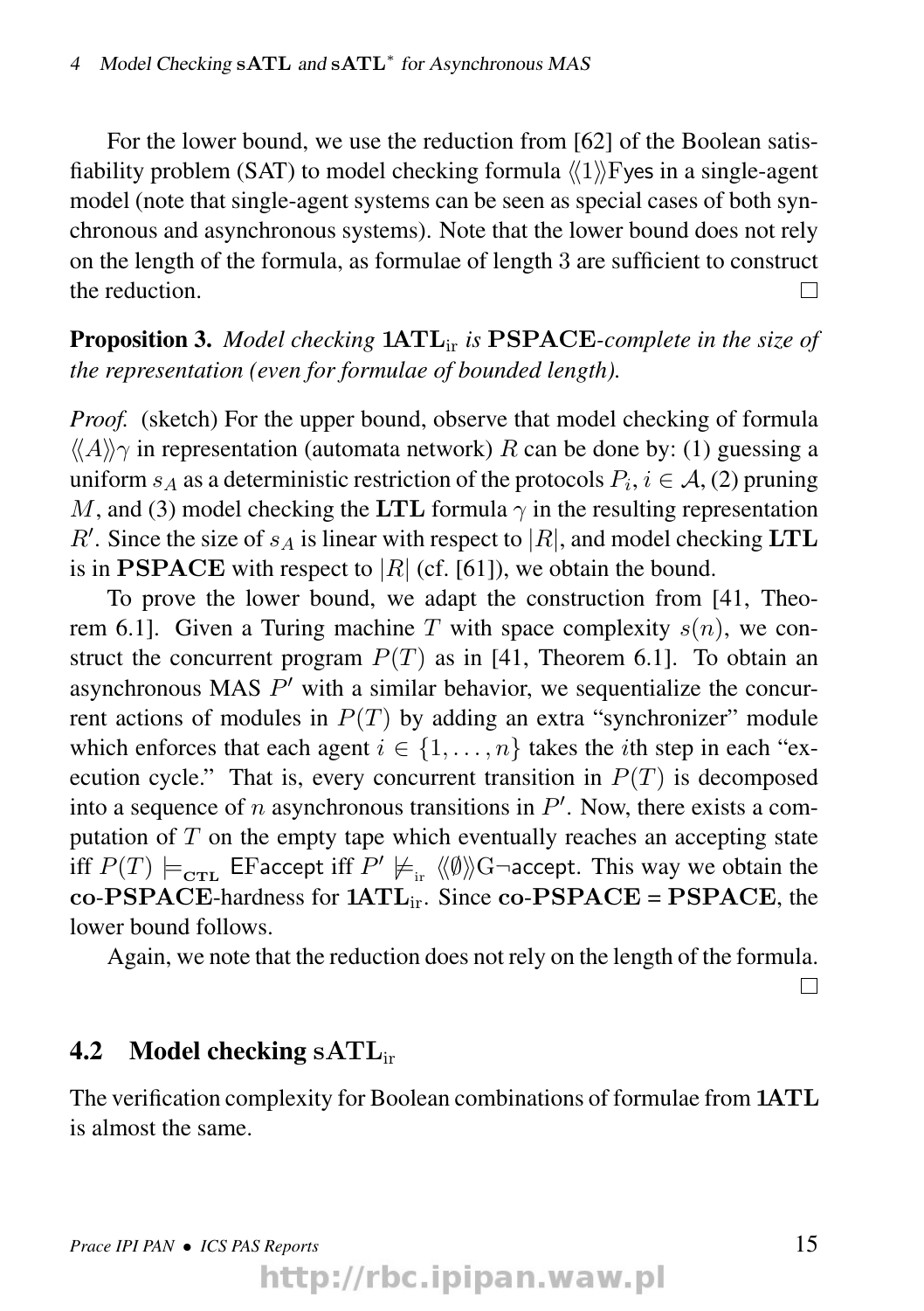For the lower bound, we use the reduction from [62] of the Boolean satisfiability problem (SAT) to model checking formula $\langle\langle 1 \rangle\rangle \mathrm{F}\mathsf{yes}$ in a single-agent model (note that single-agent systems can be seen as special cases of both synchronous and asynchronous systems). Note that the lower bound does not rely on the length of the formula, as formulae of length 3 are sufficient to construct the reduction. □

**Proposition 3.** *Model checking* $\mathbf{1ATL}_{\mathrm{ir}}$ *is* $\mathbf{PSPACE}$*-complete in the size of the representation (even for formulae of bounded length).*

*Proof.* (sketch) For the upper bound, observe that model checking of formula $\langle\langle A \rangle\rangle\gamma$ in representation (automata network) $R$ can be done by: (1) guessing a uniform $s_A$ as a deterministic restriction of the protocols $P_i, i \in \mathcal{A}$, (2) pruning $M$, and (3) model checking the $\mathbf{LTL}$ formula $\gamma$ in the resulting representation $R'$. Since the size of $s_A$ is linear with respect to $|R|$, and model checking $\mathbf{LTL}$ is in $\mathbf{PSPACE}$ with respect to $|R|$ (cf. [61]), we obtain the bound.

To prove the lower bound, we adapt the construction from [41, Theorem 6.1]. Given a Turing machine $T$ with space complexity $s(n)$, we construct the concurrent program $P(T)$ as in [41, Theorem 6.1]. To obtain an asynchronous MAS $P'$ with a similar behavior, we sequentialize the concurrent actions of modules in $P(T)$ by adding an extra "synchronizer" module which enforces that each agent $i \in \{1, \ldots, n\}$ takes the $i$th step in each "execution cycle." That is, every concurrent transition in $P(T)$ is decomposed into a sequence of $n$ asynchronous transitions in $P'$. Now, there exists a computation of $T$ on the empty tape which eventually reaches an accepting state iff $P(T) \models_{\mathbf{CTL}} \mathsf{EFaccept}$ iff $P' \not\models_{\mathrm{ir}} \langle\langle \emptyset \rangle\rangle \mathrm{G}\neg\mathsf{accept}$. This way we obtain the $\mathbf{co\text{-}PSPACE}$-hardness for $\mathbf{1ATL}_{\mathrm{ir}}$. Since $\mathbf{co\text{-}PSPACE} = \mathbf{PSPACE}$, the lower bound follows.

Again, we note that the reduction does not rely on the length of the formula. □

## 4.2 Model checking $\mathbf{sATL}_{\mathrm{ir}}$

The verification complexity for Boolean combinations of formulae from **1ATL** is almost the same.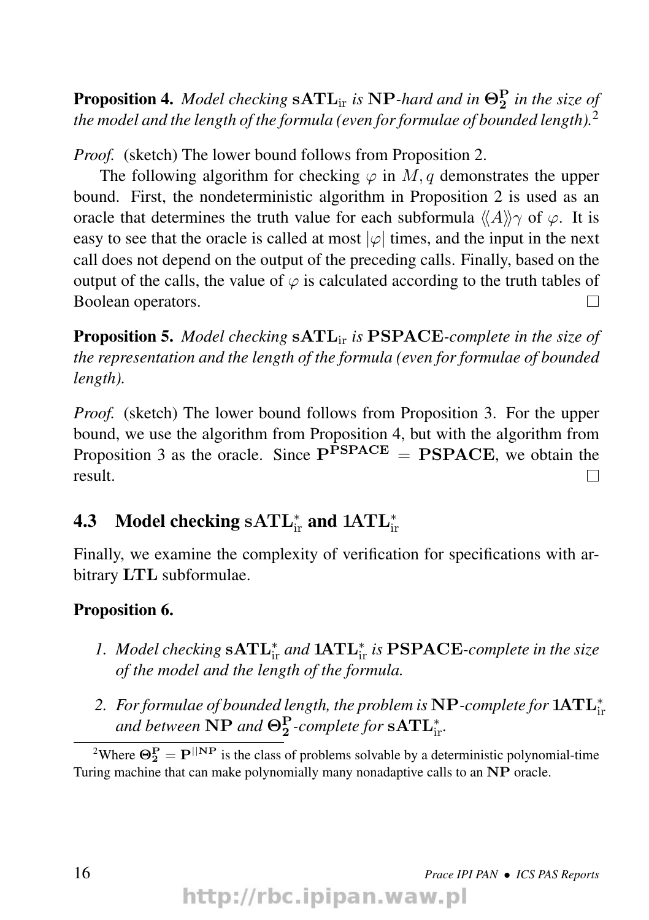**Proposition 4.** *Model checking* $\mathbf{sATL}_{\text{ir}}$ *is* $\mathbf{NP}$*-hard and in* $\mathbf{\Theta_2^P}$ *in the size of the model and the length of the formula (even for formulae of bounded length).*[2]

*Proof.* (sketch) The lower bound follows from Proposition 2.

The following algorithm for checking $\varphi$ in $M, q$ demonstrates the upper bound. First, the nondeterministic algorithm in Proposition 2 is used as an oracle that determines the truth value for each subformula $\langle\!\langle A \rangle\!\rangle \gamma$ of $\varphi$. It is easy to see that the oracle is called at most $|\varphi|$ times, and the input in the next call does not depend on the output of the preceding calls. Finally, based on the output of the calls, the value of $\varphi$ is calculated according to the truth tables of Boolean operators. □

**Proposition 5.** *Model checking* $\mathbf{sATL}_{\text{ir}}$ *is* $\mathbf{PSPACE}$*-complete in the size of the representation and the length of the formula (even for formulae of bounded length).*

*Proof.* (sketch) The lower bound follows from Proposition 3. For the upper bound, we use the algorithm from Proposition 4, but with the algorithm from Proposition 3 as the oracle. Since $\mathbf{P^{PSPACE}} = \mathbf{PSPACE}$, we obtain the result. □

### 4.3 Model checking $\mathbf{sATL}^*_{\text{ir}}$ and $\mathbf{1ATL}^*_{\text{ir}}$

Finally, we examine the complexity of verification for specifications with arbitrary $\mathbf{LTL}$ subformulae.

**Proposition 6.**

1. *Model checking* $\mathbf{sATL}^*_{\text{ir}}$ *and* $\mathbf{1ATL}^*_{\text{ir}}$ *is* $\mathbf{PSPACE}$*-complete in the size of the model and the length of the formula.*
2. *For formulae of bounded length, the problem is* $\mathbf{NP}$*-complete for* $\mathbf{1ATL}^*_{\text{ir}}$ *and between* $\mathbf{NP}$ *and* $\mathbf{\Theta_2^P}$*-complete for* $\mathbf{sATL}^*_{\text{ir}}$*.*

[2] Where $\mathbf{\Theta_2^P} = \mathbf{P}^{||\mathbf{NP}}$ is the class of problems solvable by a deterministic polynomial-time Turing machine that can make polynomially many nonadaptive calls to an $\mathbf{NP}$ oracle.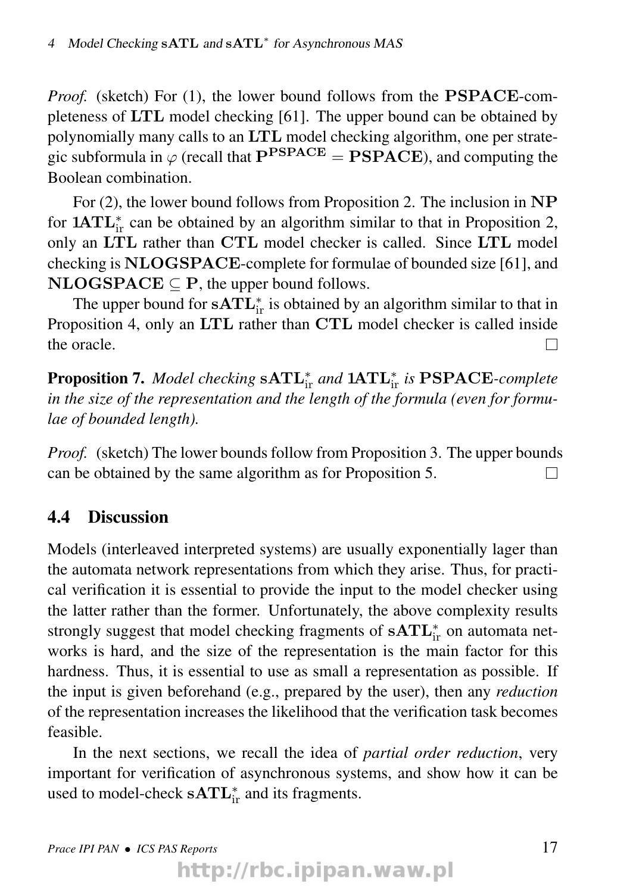*Proof.* (sketch) For (1), the lower bound follows from the **PSPACE**-completeness of **LTL** model checking [61]. The upper bound can be obtained by polynomially many calls to an **LTL** model checking algorithm, one per strategic subformula in $\varphi$ (recall that $\mathbf{P}^{\mathbf{PSPACE}} = \mathbf{PSPACE}$), and computing the Boolean combination.

For (2), the lower bound follows from Proposition 2. The inclusion in **NP** for $\mathbf{1ATL}^*_{\text{ir}}$ can be obtained by an algorithm similar to that in Proposition 2, only an **LTL** rather than **CTL** model checker is called. Since **LTL** model checking is **NLOGSPACE**-complete for formulae of bounded size [61], and $\mathbf{NLOGSPACE} \subseteq \mathbf{P}$, the upper bound follows.

The upper bound for $\mathbf{sATL}^*_{\text{ir}}$ is obtained by an algorithm similar to that in Proposition 4, only an **LTL** rather than **CTL** model checker is called inside the oracle. □

**Proposition 7.** *Model checking* $\mathbf{sATL}^*_{\text{ir}}$ *and* $\mathbf{1ATL}^*_{\text{ir}}$ *is* **PSPACE**-*complete in the size of the representation and the length of the formula (even for formulae of bounded length).*

*Proof.* (sketch) The lower bounds follow from Proposition 3. The upper bounds can be obtained by the same algorithm as for Proposition 5. □

## 4.4 Discussion

Models (interleaved interpreted systems) are usually exponentially lager than the automata network representations from which they arise. Thus, for practical verification it is essential to provide the input to the model checker using the latter rather than the former. Unfortunately, the above complexity results strongly suggest that model checking fragments of $\mathbf{sATL}^*_{\text{ir}}$ on automata networks is hard, and the size of the representation is the main factor for this hardness. Thus, it is essential to use as small a representation as possible. If the input is given beforehand (e.g., prepared by the user), then any *reduction* of the representation increases the likelihood that the verification task becomes feasible.

In the next sections, we recall the idea of *partial order reduction*, very important for verification of asynchronous systems, and show how it can be used to model-check $\mathbf{sATL}^*_{\text{ir}}$ and its fragments.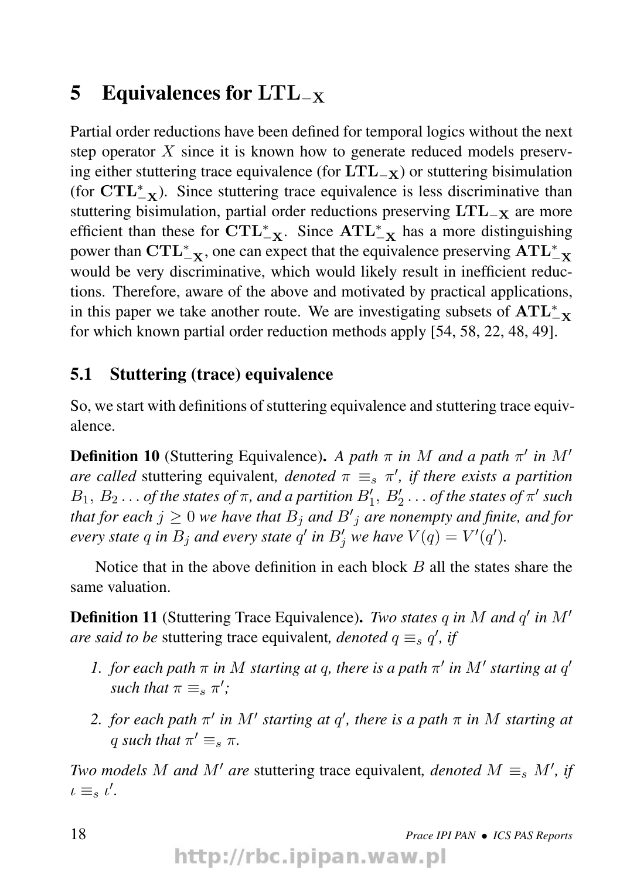# 5 Equivalences for $\mathbf{LTL_{-X}}$

Partial order reductions have been defined for temporal logics without the next step operator $X$ since it is known how to generate reduced models preserving either stuttering trace equivalence (for $\mathbf{LTL_{-X}}$) or stuttering bisimulation (for $\mathbf{CTL^*_{-X}}$). Since stuttering trace equivalence is less discriminative than stuttering bisimulation, partial order reductions preserving $\mathbf{LTL_{-X}}$ are more efficient than these for $\mathbf{CTL^*_{-X}}$. Since $\mathbf{ATL^*_{-X}}$ has a more distinguishing power than $\mathbf{CTL^*_{-X}}$, one can expect that the equivalence preserving $\mathbf{ATL^*_{-X}}$ would be very discriminative, which would likely result in inefficient reductions. Therefore, aware of the above and motivated by practical applications, in this paper we take another route. We are investigating subsets of $\mathbf{ATL^*_{-X}}$ for which known partial order reduction methods apply [54, 58, 22, 48, 49].

## 5.1 Stuttering (trace) equivalence

So, we start with definitions of stuttering equivalence and stuttering trace equivalence.

**Definition 10** (Stuttering Equivalence). *A path $\pi$ in $M$ and a path $\pi'$ in $M'$ are called* stuttering equivalent*, denoted $\pi \equiv_s \pi'$, if there exists a partition $B_1, B_2 \ldots$ of the states of $\pi$, and a partition $B'_1, B'_2 \ldots$ of the states of $\pi'$ such that for each $j \geq 0$ we have that $B_j$ and $B'_j$ are nonempty and finite, and for every state $q$ in $B_j$ and every state $q'$ in $B'_j$ we have $V(q) = V'(q')$.*

Notice that in the above definition in each block $B$ all the states share the same valuation.

**Definition 11** (Stuttering Trace Equivalence). *Two states $q$ in $M$ and $q'$ in $M'$ are said to be* stuttering trace equivalent*, denoted $q \equiv_s q'$, if*

1. *for each path $\pi$ in $M$ starting at $q$, there is a path $\pi'$ in $M'$ starting at $q'$ such that $\pi \equiv_s \pi'$;*
2. *for each path $\pi'$ in $M'$ starting at $q'$, there is a path $\pi$ in $M$ starting at $q$ such that $\pi' \equiv_s \pi$.*

*Two models $M$ and $M'$ are* stuttering trace equivalent*, denoted $M \equiv_s M'$, if $\iota \equiv_s \iota'$.*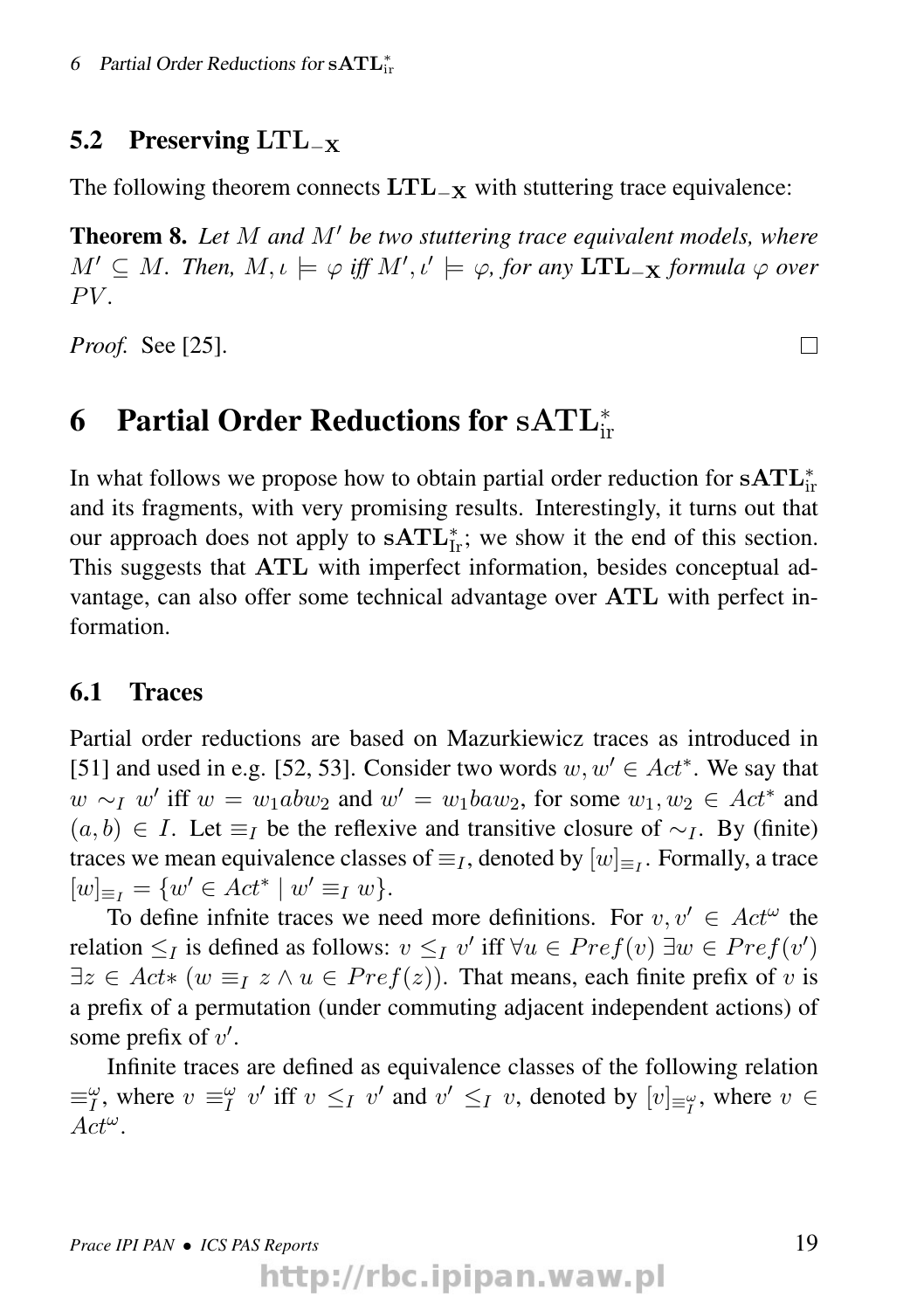### 5.2 Preserving $\mathbf{LTL_{-X}}$

The following theorem connects $\mathbf{LTL_{-X}}$ with stuttering trace equivalence:

**Theorem 8.** *Let $M$ and $M'$ be two stuttering trace equivalent models, where $M' \subseteq M$. Then, $M, \iota \models \varphi$ iff $M', \iota' \models \varphi$, for any $\mathbf{LTL_{-X}}$ formula $\varphi$ over $PV$.*

*Proof.* See [25]. □

## 6 Partial Order Reductions for $\mathrm{sATL}^*_{\mathrm{ir}}$

In what follows we propose how to obtain partial order reduction for $\mathbf{sATL}^*_{\mathrm{ir}}$ and its fragments, with very promising results. Interestingly, it turns out that our approach does not apply to $\mathbf{sATL}^*_{\mathrm{Ir}}$; we show it the end of this section. This suggests that $\mathbf{ATL}$ with imperfect information, besides conceptual advantage, can also offer some technical advantage over $\mathbf{ATL}$ with perfect information.

### 6.1 Traces

Partial order reductions are based on Mazurkiewicz traces as introduced in [51] and used in e.g. [52, 53]. Consider two words $w, w' \in Act^*$. We say that $w \sim_I w'$ iff $w = w_1 abw_2$ and $w' = w_1 baw_2$, for some $w_1, w_2 \in Act^*$ and $(a, b) \in I$. Let $\equiv_I$ be the reflexive and transitive closure of $\sim_I$. By (finite) traces we mean equivalence classes of $\equiv_I$, denoted by $[w]_{\equiv_I}$. Formally, a trace $[w]_{\equiv_I} = \{w' \in Act^* \mid w' \equiv_I w\}$.

To define infnite traces we need more definitions. For $v, v' \in Act^\omega$ the relation $\leq_I$ is defined as follows: $v \leq_I v'$ iff $\forall u \in Pref(v)\ \exists w \in Pref(v')\ \exists z \in Act{*}\ (w \equiv_I z \wedge u \in Pref(z))$. That means, each finite prefix of $v$ is a prefix of a permutation (under commuting adjacent independent actions) of some prefix of $v'$.

Infinite traces are defined as equivalence classes of the following relation $\equiv^\omega_I$, where $v \equiv^\omega_I v'$ iff $v \leq_I v'$ and $v' \leq_I v$, denoted by $[v]_{\equiv^\omega_I}$, where $v \in Act^\omega$.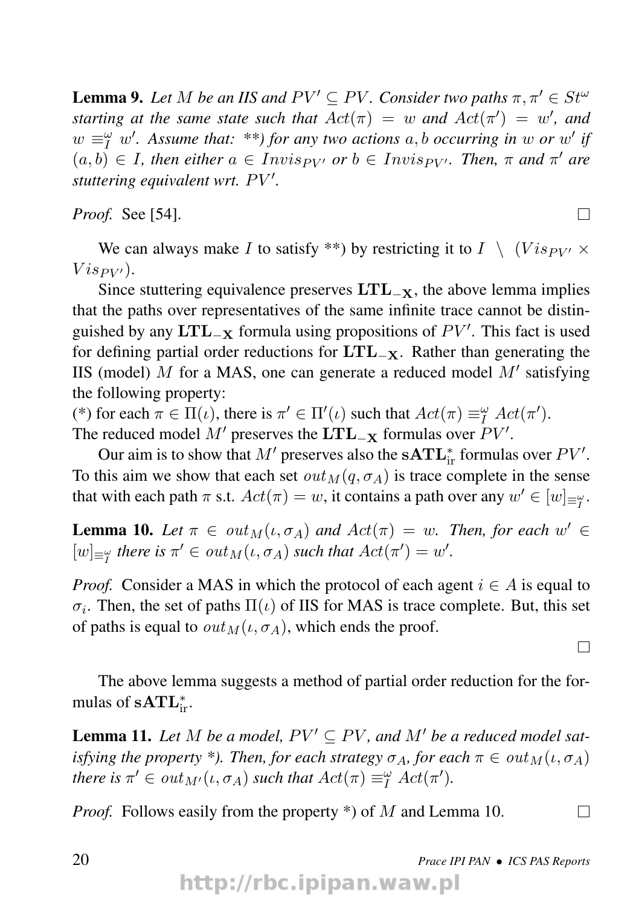**Lemma 9.** *Let $M$ be an IIS and $PV' \subseteq PV$. Consider two paths $\pi, \pi' \in St^\omega$ starting at the same state such that $Act(\pi) = w$ and $Act(\pi') = w'$, and $w \equiv_I^\omega w'$. Assume that: \*\*) for any two actions $a, b$ occurring in $w$ or $w'$ if $(a, b) \in I$, then either $a \in Invis_{PV'}$ or $b \in Invis_{PV'}$. Then, $\pi$ and $\pi'$ are stuttering equivalent wrt. $PV'$.*

*Proof.* See [54]. □

We can always make $I$ to satisfy \*\*) by restricting it to $I \setminus (Vis_{PV'} \times Vis_{PV'})$.

Since stuttering equivalence preserves $\mathbf{LTL_{-X}}$, the above lemma implies that the paths over representatives of the same infinite trace cannot be distinguished by any $\mathbf{LTL_{-X}}$ formula using propositions of $PV'$. This fact is used for defining partial order reductions for $\mathbf{LTL_{-X}}$. Rather than generating the IIS (model) $M$ for a MAS, one can generate a reduced model $M'$ satisfying the following property:

(\*) for each $\pi \in \Pi(\iota)$, there is $\pi' \in \Pi'(\iota)$ such that $Act(\pi) \equiv_I^\omega Act(\pi')$.
The reduced model $M'$ preserves the $\mathbf{LTL_{-X}}$ formulas over $PV'$.

Our aim is to show that $M'$ preserves also the $\mathbf{sATL}^*_{\text{ir}}$ formulas over $PV'$. To this aim we show that each set $out_M(q, \sigma_A)$ is trace complete in the sense that with each path $\pi$ s.t. $Act(\pi) = w$, it contains a path over any $w' \in [w]_{\equiv_I^\omega}$.

**Lemma 10.** *Let $\pi \in out_M(\iota, \sigma_A)$ and $Act(\pi) = w$. Then, for each $w' \in [w]_{\equiv_I^\omega}$ there is $\pi' \in out_M(\iota, \sigma_A)$ such that $Act(\pi') = w'$.*

*Proof.* Consider a MAS in which the protocol of each agent $i \in A$ is equal to $\sigma_i$. Then, the set of paths $\Pi(\iota)$ of IIS for MAS is trace complete. But, this set of paths is equal to $out_M(\iota, \sigma_A)$, which ends the proof. □

The above lemma suggests a method of partial order reduction for the formulas of $\mathbf{sATL}^*_{\text{ir}}$.

**Lemma 11.** *Let $M$ be a model, $PV' \subseteq PV$, and $M'$ be a reduced model satisfying the property \*). Then, for each strategy $\sigma_A$, for each $\pi \in out_M(\iota, \sigma_A)$ there is $\pi' \in out_{M'}(\iota, \sigma_A)$ such that $Act(\pi) \equiv_I^\omega Act(\pi')$.*

*Proof.* Follows easily from the property \*) of $M$ and Lemma 10. □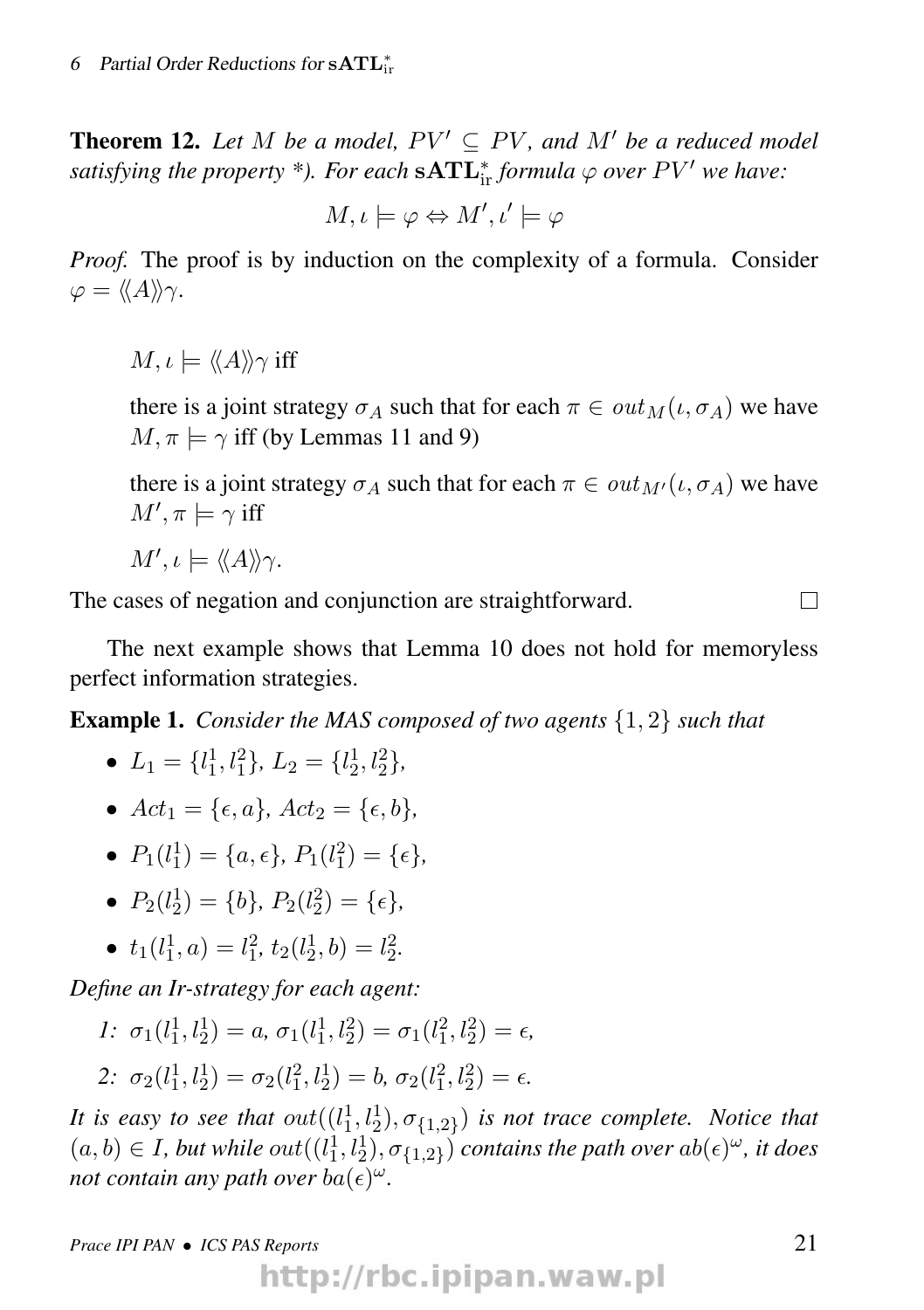**Theorem 12.** *Let $M$ be a model, $PV' \subseteq PV$, and $M'$ be a reduced model satisfying the property \*). For each $\mathbf{sATL}^*_{\rm ir}$ formula $\varphi$ over $PV'$ we have:*

$$M, \iota \models \varphi \Leftrightarrow M', \iota' \models \varphi$$

*Proof.* The proof is by induction on the complexity of a formula. Consider $\varphi = \langle\!\langle A \rangle\!\rangle \gamma$.

> $M, \iota \models \langle\!\langle A \rangle\!\rangle \gamma$ iff
>
> there is a joint strategy $\sigma_A$ such that for each $\pi \in out_M(\iota, \sigma_A)$ we have $M, \pi \models \gamma$ iff (by Lemmas 11 and 9)
>
> there is a joint strategy $\sigma_A$ such that for each $\pi \in out_{M'}(\iota, \sigma_A)$ we have $M', \pi \models \gamma$ iff
>
> $M', \iota \models \langle\!\langle A \rangle\!\rangle \gamma$.

The cases of negation and conjunction are straightforward. □

The next example shows that Lemma 10 does not hold for memoryless perfect information strategies.

**Example 1.** *Consider the MAS composed of two agents $\{1, 2\}$ such that*

- $L_1 = \{l_1^1, l_1^2\}$, $L_2 = \{l_2^1, l_2^2\}$,
- $Act_1 = \{\epsilon, a\}$, $Act_2 = \{\epsilon, b\}$,
- $P_1(l_1^1) = \{a, \epsilon\}$, $P_1(l_1^2) = \{\epsilon\}$,
- $P_2(l_2^1) = \{b\}$, $P_2(l_2^2) = \{\epsilon\}$,
- $t_1(l_1^1, a) = l_1^2$, $t_2(l_2^1, b) = l_2^2$.

*Define an Ir-strategy for each agent:*

1: $\sigma_1(l_1^1, l_2^1) = a$, $\sigma_1(l_1^1, l_2^2) = \sigma_1(l_1^2, l_2^2) = \epsilon$,

2: $\sigma_2(l_1^1, l_2^1) = \sigma_2(l_1^2, l_2^1) = b$, $\sigma_2(l_1^2, l_2^2) = \epsilon$.

*It is easy to see that $out((l_1^1, l_2^1), \sigma_{\{1,2\}})$ is not trace complete. Notice that $(a, b) \in I$, but while $out((l_1^1, l_2^1), \sigma_{\{1,2\}})$ contains the path over $ab(\epsilon)^\omega$, it does not contain any path over $ba(\epsilon)^\omega$.*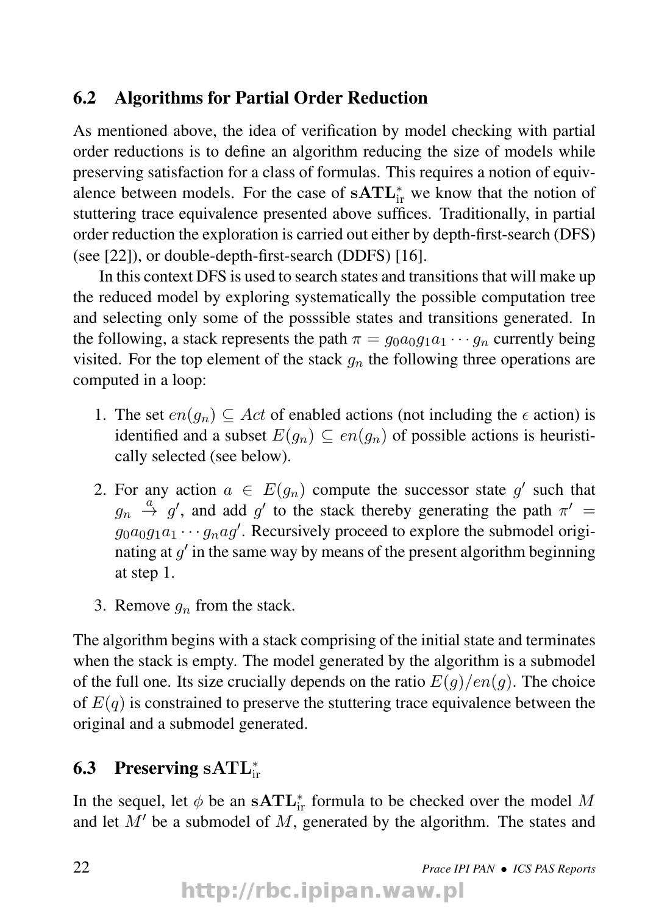## 6.2 Algorithms for Partial Order Reduction

As mentioned above, the idea of verification by model checking with partial order reductions is to define an algorithm reducing the size of models while preserving satisfaction for a class of formulas. This requires a notion of equivalence between models. For the case of $\mathbf{sATL}^*_{\mathrm{ir}}$ we know that the notion of stuttering trace equivalence presented above suffices. Traditionally, in partial order reduction the exploration is carried out either by depth-first-search (DFS) (see [22]), or double-depth-first-search (DDFS) [16].

In this context DFS is used to search states and transitions that will make up the reduced model by exploring systematically the possible computation tree and selecting only some of the posssible states and transitions generated. In the following, a stack represents the path $\pi = g_0 a_0 g_1 a_1 \cdots g_n$ currently being visited. For the top element of the stack $g_n$ the following three operations are computed in a loop:

1. The set $en(g_n) \subseteq Act$ of enabled actions (not including the $\epsilon$ action) is identified and a subset $E(g_n) \subseteq en(g_n)$ of possible actions is heuristically selected (see below).

2. For any action $a \in E(g_n)$ compute the successor state $g'$ such that $g_n \overset{a}{\to} g'$, and add $g'$ to the stack thereby generating the path $\pi' = g_0 a_0 g_1 a_1 \cdots g_n a g'$. Recursively proceed to explore the submodel originating at $g'$ in the same way by means of the present algorithm beginning at step 1.

3. Remove $g_n$ from the stack.

The algorithm begins with a stack comprising of the initial state and terminates when the stack is empty. The model generated by the algorithm is a submodel of the full one. Its size crucially depends on the ratio $E(g)/en(g)$. The choice of $E(q)$ is constrained to preserve the stuttering trace equivalence between the original and a submodel generated.

## 6.3 Preserving $\mathrm{sATL}^*_{\mathrm{ir}}$

In the sequel, let $\phi$ be an $\mathbf{sATL}^*_{\mathrm{ir}}$ formula to be checked over the model $M$ and let $M'$ be a submodel of $M$, generated by the algorithm. The states and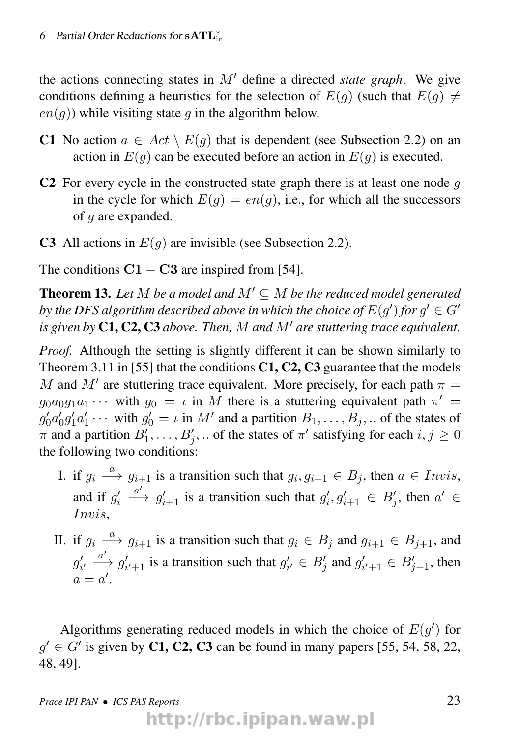the actions connecting states in $M'$ define a directed *state graph*. We give conditions defining a heuristics for the selection of $E(g)$ (such that $E(g) \neq en(g)$) while visiting state $g$ in the algorithm below.

**C1** No action $a \in Act \setminus E(g)$ that is dependent (see Subsection 2.2) on an action in $E(g)$ can be executed before an action in $E(g)$ is executed.

**C2** For every cycle in the constructed state graph there is at least one node $g$ in the cycle for which $E(g) = en(g)$, i.e., for which all the successors of $g$ are expanded.

**C3** All actions in $E(g)$ are invisible (see Subsection 2.2).

The conditions $\mathbf{C1} - \mathbf{C3}$ are inspired from [54].

**Theorem 13.** *Let $M$ be a model and $M' \subseteq M$ be the reduced model generated by the DFS algorithm described above in which the choice of $E(g')$ for $g' \in G'$ is given by* **C1, C2, C3** *above. Then, $M$ and $M'$ are stuttering trace equivalent.*

*Proof.* Although the setting is slightly different it can be shown similarly to Theorem 3.11 in [55] that the conditions **C1, C2, C3** guarantee that the models $M$ and $M'$ are stuttering trace equivalent. More precisely, for each path $\pi = g_0 a_0 g_1 a_1 \cdots$ with $g_0 = \iota$ in $M$ there is a stuttering equivalent path $\pi' = g'_0 a'_0 g'_1 a'_1 \cdots$ with $g'_0 = \iota$ in $M'$ and a partition $B_1, \ldots, B_j, ..$ of the states of $\pi$ and a partition $B'_1, \ldots, B'_j, ..$ of the states of $\pi'$ satisfying for each $i, j \geq 0$ the following two conditions:

I. if $g_i \xrightarrow{a} g_{i+1}$ is a transition such that $g_i, g_{i+1} \in B_j$, then $a \in Invis$, and if $g'_i \xrightarrow{a'} g'_{i+1}$ is a transition such that $g'_i, g'_{i+1} \in B'_j$, then $a' \in Invis$,

II. if $g_i \xrightarrow{a} g_{i+1}$ is a transition such that $g_i \in B_j$ and $g_{i+1} \in B_{j+1}$, and $g'_{i'} \xrightarrow{a'} g'_{i'+1}$ is a transition such that $g'_{i'} \in B'_j$ and $g'_{i'+1} \in B'_{j+1}$, then $a = a'$.

□

Algorithms generating reduced models in which the choice of $E(g')$ for $g' \in G'$ is given by **C1, C2, C3** can be found in many papers [55, 54, 58, 22, 48, 49].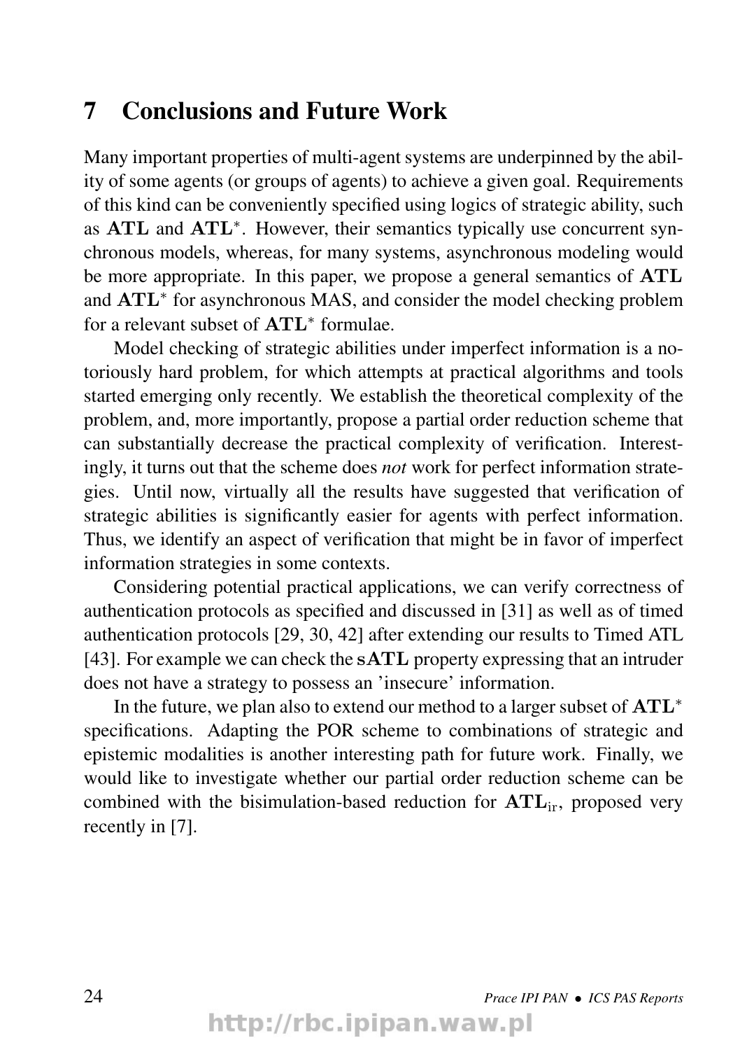# 7 Conclusions and Future Work

Many important properties of multi-agent systems are underpinned by the ability of some agents (or groups of agents) to achieve a given goal. Requirements of this kind can be conveniently specified using logics of strategic ability, such as $\mathbf{ATL}$ and $\mathbf{ATL}^*$. However, their semantics typically use concurrent synchronous models, whereas, for many systems, asynchronous modeling would be more appropriate. In this paper, we propose a general semantics of $\mathbf{ATL}$ and $\mathbf{ATL}^*$ for asynchronous MAS, and consider the model checking problem for a relevant subset of $\mathbf{ATL}^*$ formulae.

Model checking of strategic abilities under imperfect information is a notoriously hard problem, for which attempts at practical algorithms and tools started emerging only recently. We establish the theoretical complexity of the problem, and, more importantly, propose a partial order reduction scheme that can substantially decrease the practical complexity of verification. Interestingly, it turns out that the scheme does *not* work for perfect information strategies. Until now, virtually all the results have suggested that verification of strategic abilities is significantly easier for agents with perfect information. Thus, we identify an aspect of verification that might be in favor of imperfect information strategies in some contexts.

Considering potential practical applications, we can verify correctness of authentication protocols as specified and discussed in [31] as well as of timed authentication protocols [29, 30, 42] after extending our results to Timed ATL [43]. For example we can check the $\mathbf{sATL}$ property expressing that an intruder does not have a strategy to possess an 'insecure' information.

In the future, we plan also to extend our method to a larger subset of $\mathbf{ATL}^*$ specifications. Adapting the POR scheme to combinations of strategic and epistemic modalities is another interesting path for future work. Finally, we would like to investigate whether our partial order reduction scheme can be combined with the bisimulation-based reduction for $\mathbf{ATL}_{\mathrm{ir}}$, proposed very recently in [7].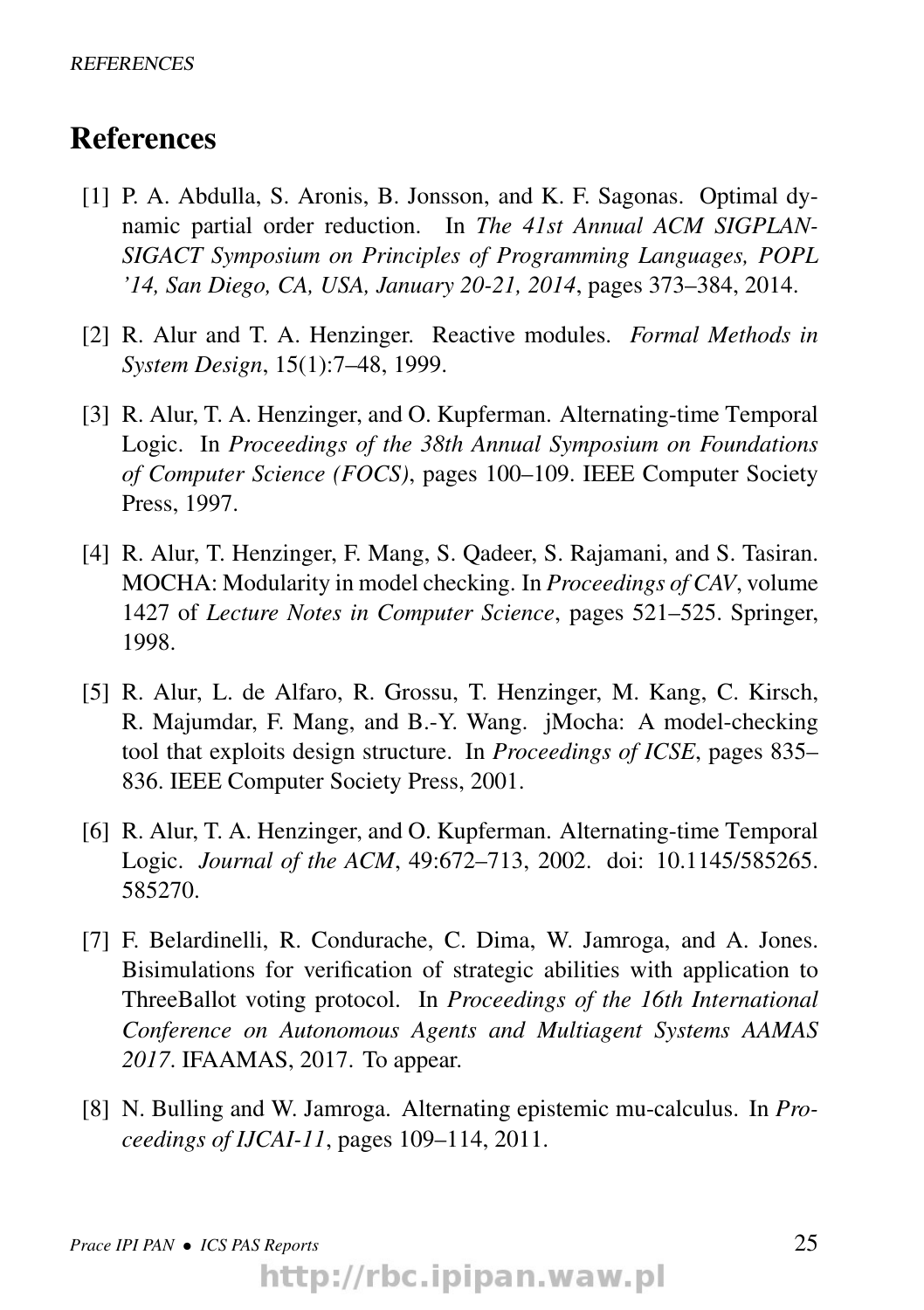# References

[1] P. A. Abdulla, S. Aronis, B. Jonsson, and K. F. Sagonas. Optimal dynamic partial order reduction. In *The 41st Annual ACM SIGPLAN-SIGACT Symposium on Principles of Programming Languages, POPL '14, San Diego, CA, USA, January 20-21, 2014*, pages 373–384, 2014.

[2] R. Alur and T. A. Henzinger. Reactive modules. *Formal Methods in System Design*, 15(1):7–48, 1999.

[3] R. Alur, T. A. Henzinger, and O. Kupferman. Alternating-time Temporal Logic. In *Proceedings of the 38th Annual Symposium on Foundations of Computer Science (FOCS)*, pages 100–109. IEEE Computer Society Press, 1997.

[4] R. Alur, T. Henzinger, F. Mang, S. Qadeer, S. Rajamani, and S. Tasiran. MOCHA: Modularity in model checking. In *Proceedings of CAV*, volume 1427 of *Lecture Notes in Computer Science*, pages 521–525. Springer, 1998.

[5] R. Alur, L. de Alfaro, R. Grossu, T. Henzinger, M. Kang, C. Kirsch, R. Majumdar, F. Mang, and B.-Y. Wang. jMocha: A model-checking tool that exploits design structure. In *Proceedings of ICSE*, pages 835–836. IEEE Computer Society Press, 2001.

[6] R. Alur, T. A. Henzinger, and O. Kupferman. Alternating-time Temporal Logic. *Journal of the ACM*, 49:672–713, 2002. doi: 10.1145/585265.585270.

[7] F. Belardinelli, R. Condurache, C. Dima, W. Jamroga, and A. Jones. Bisimulations for verification of strategic abilities with application to ThreeBallot voting protocol. In *Proceedings of the 16th International Conference on Autonomous Agents and Multiagent Systems AAMAS 2017*. IFAAMAS, 2017. To appear.

[8] N. Bulling and W. Jamroga. Alternating epistemic mu-calculus. In *Proceedings of IJCAI-11*, pages 109–114, 2011.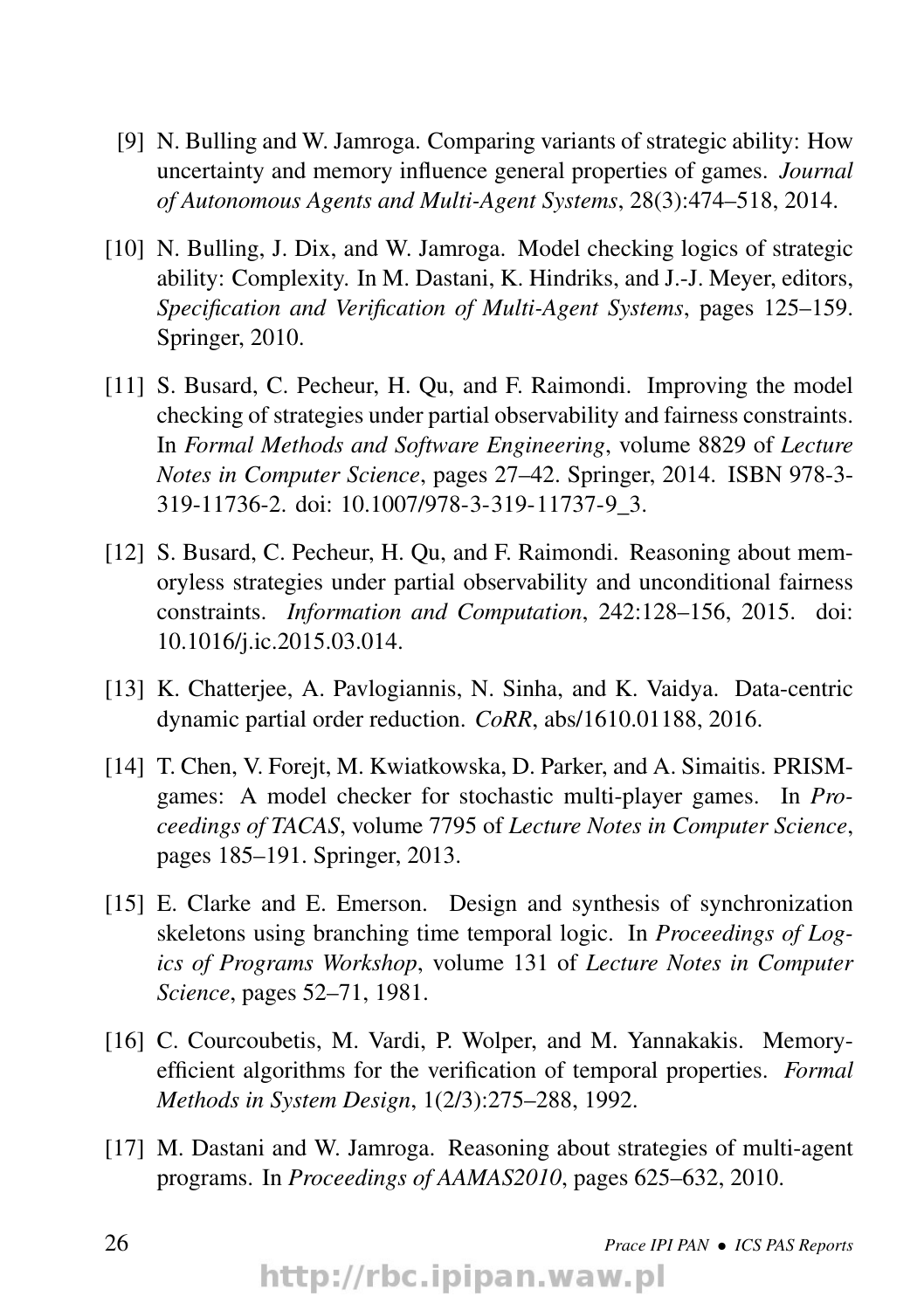[9] N. Bulling and W. Jamroga. Comparing variants of strategic ability: How uncertainty and memory influence general properties of games. *Journal of Autonomous Agents and Multi-Agent Systems*, 28(3):474–518, 2014.

[10] N. Bulling, J. Dix, and W. Jamroga. Model checking logics of strategic ability: Complexity. In M. Dastani, K. Hindriks, and J.-J. Meyer, editors, *Specification and Verification of Multi-Agent Systems*, pages 125–159. Springer, 2010.

[11] S. Busard, C. Pecheur, H. Qu, and F. Raimondi. Improving the model checking of strategies under partial observability and fairness constraints. In *Formal Methods and Software Engineering*, volume 8829 of *Lecture Notes in Computer Science*, pages 27–42. Springer, 2014. ISBN 978-3-319-11736-2. doi: 10.1007/978-3-319-11737-9_3.

[12] S. Busard, C. Pecheur, H. Qu, and F. Raimondi. Reasoning about memoryless strategies under partial observability and unconditional fairness constraints. *Information and Computation*, 242:128–156, 2015. doi: 10.1016/j.ic.2015.03.014.

[13] K. Chatterjee, A. Pavlogiannis, N. Sinha, and K. Vaidya. Data-centric dynamic partial order reduction. *CoRR*, abs/1610.01188, 2016.

[14] T. Chen, V. Forejt, M. Kwiatkowska, D. Parker, and A. Simaitis. PRISM-games: A model checker for stochastic multi-player games. In *Proceedings of TACAS*, volume 7795 of *Lecture Notes in Computer Science*, pages 185–191. Springer, 2013.

[15] E. Clarke and E. Emerson. Design and synthesis of synchronization skeletons using branching time temporal logic. In *Proceedings of Logics of Programs Workshop*, volume 131 of *Lecture Notes in Computer Science*, pages 52–71, 1981.

[16] C. Courcoubetis, M. Vardi, P. Wolper, and M. Yannakakis. Memory-efficient algorithms for the verification of temporal properties. *Formal Methods in System Design*, 1(2/3):275–288, 1992.

[17] M. Dastani and W. Jamroga. Reasoning about strategies of multi-agent programs. In *Proceedings of AAMAS2010*, pages 625–632, 2010.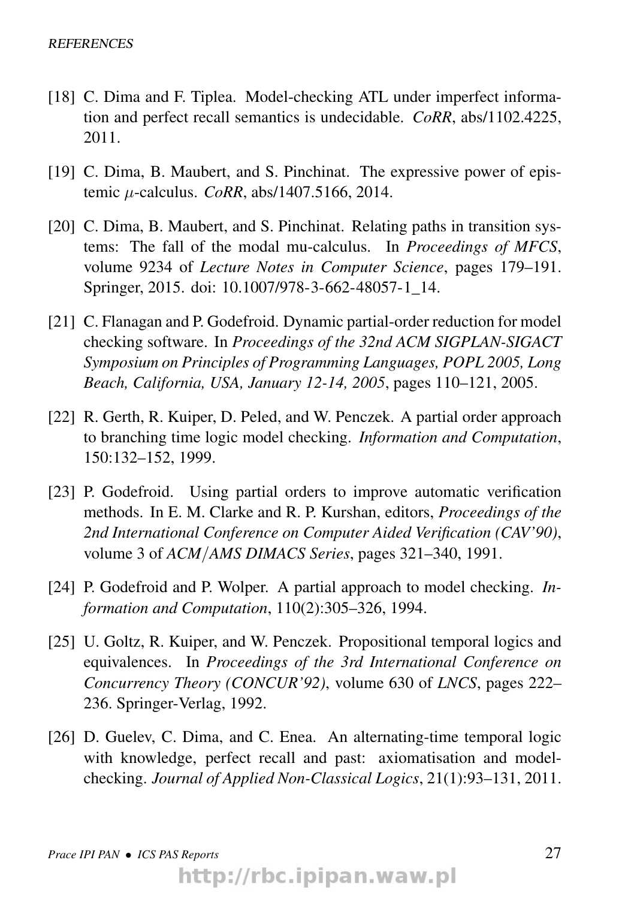[18] C. Dima and F. Tiplea. Model-checking ATL under imperfect information and perfect recall semantics is undecidable. *CoRR*, abs/1102.4225, 2011.

[19] C. Dima, B. Maubert, and S. Pinchinat. The expressive power of epistemic $\mu$-calculus. *CoRR*, abs/1407.5166, 2014.

[20] C. Dima, B. Maubert, and S. Pinchinat. Relating paths in transition systems: The fall of the modal mu-calculus. In *Proceedings of MFCS*, volume 9234 of *Lecture Notes in Computer Science*, pages 179–191. Springer, 2015. doi: 10.1007/978-3-662-48057-1_14.

[21] C. Flanagan and P. Godefroid. Dynamic partial-order reduction for model checking software. In *Proceedings of the 32nd ACM SIGPLAN-SIGACT Symposium on Principles of Programming Languages, POPL 2005, Long Beach, California, USA, January 12-14, 2005*, pages 110–121, 2005.

[22] R. Gerth, R. Kuiper, D. Peled, and W. Penczek. A partial order approach to branching time logic model checking. *Information and Computation*, 150:132–152, 1999.

[23] P. Godefroid. Using partial orders to improve automatic verification methods. In E. M. Clarke and R. P. Kurshan, editors, *Proceedings of the 2nd International Conference on Computer Aided Verification (CAV'90)*, volume 3 of *ACM/AMS DIMACS Series*, pages 321–340, 1991.

[24] P. Godefroid and P. Wolper. A partial approach to model checking. *Information and Computation*, 110(2):305–326, 1994.

[25] U. Goltz, R. Kuiper, and W. Penczek. Propositional temporal logics and equivalences. In *Proceedings of the 3rd International Conference on Concurrency Theory (CONCUR'92)*, volume 630 of *LNCS*, pages 222–236. Springer-Verlag, 1992.

[26] D. Guelev, C. Dima, and C. Enea. An alternating-time temporal logic with knowledge, perfect recall and past: axiomatisation and model-checking. *Journal of Applied Non-Classical Logics*, 21(1):93–131, 2011.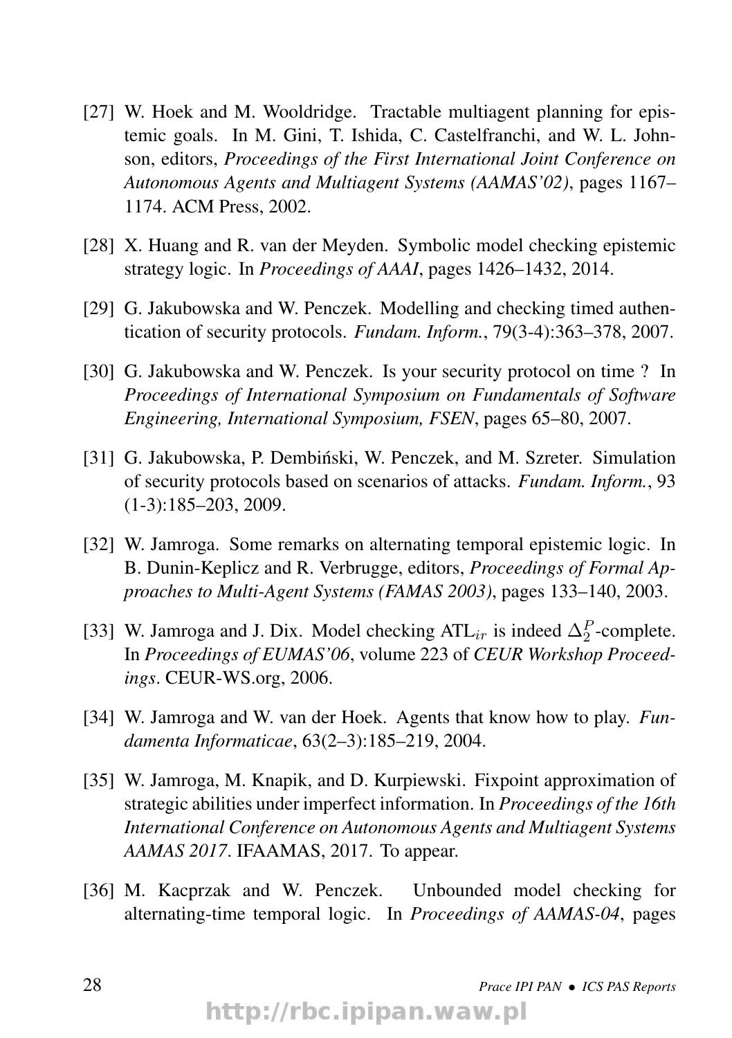[27] W. Hoek and M. Wooldridge. Tractable multiagent planning for epistemic goals. In M. Gini, T. Ishida, C. Castelfranchi, and W. L. Johnson, editors, *Proceedings of the First International Joint Conference on Autonomous Agents and Multiagent Systems (AAMAS'02)*, pages 1167–1174. ACM Press, 2002.

[28] X. Huang and R. van der Meyden. Symbolic model checking epistemic strategy logic. In *Proceedings of AAAI*, pages 1426–1432, 2014.

[29] G. Jakubowska and W. Penczek. Modelling and checking timed authentication of security protocols. *Fundam. Inform.*, 79(3-4):363–378, 2007.

[30] G. Jakubowska and W. Penczek. Is your security protocol on time ? In *Proceedings of International Symposium on Fundamentals of Software Engineering, International Symposium, FSEN*, pages 65–80, 2007.

[31] G. Jakubowska, P. Dembiński, W. Penczek, and M. Szreter. Simulation of security protocols based on scenarios of attacks. *Fundam. Inform.*, 93 (1-3):185–203, 2009.

[32] W. Jamroga. Some remarks on alternating temporal epistemic logic. In B. Dunin-Keplicz and R. Verbrugge, editors, *Proceedings of Formal Approaches to Multi-Agent Systems (FAMAS 2003)*, pages 133–140, 2003.

[33] W. Jamroga and J. Dix. Model checking $\mathrm{ATL}_{ir}$ is indeed $\Delta_2^P$-complete. In *Proceedings of EUMAS'06*, volume 223 of *CEUR Workshop Proceedings*. CEUR-WS.org, 2006.

[34] W. Jamroga and W. van der Hoek. Agents that know how to play. *Fundamenta Informaticae*, 63(2–3):185–219, 2004.

[35] W. Jamroga, M. Knapik, and D. Kurpiewski. Fixpoint approximation of strategic abilities under imperfect information. In *Proceedings of the 16th International Conference on Autonomous Agents and Multiagent Systems AAMAS 2017*. IFAAMAS, 2017. To appear.

[36] M. Kacprzak and W. Penczek. Unbounded model checking for alternating-time temporal logic. In *Proceedings of AAMAS-04*, pages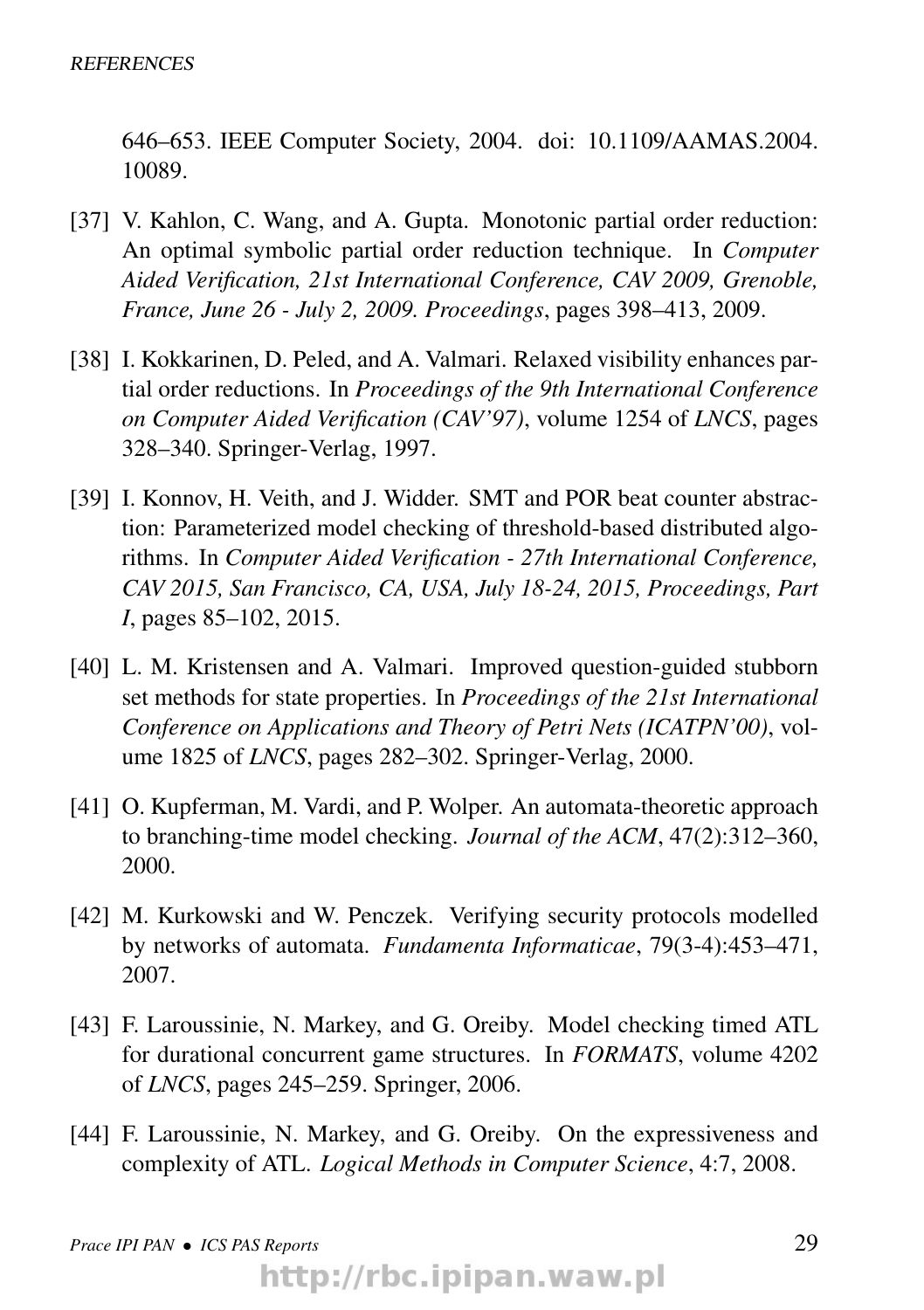646–653. IEEE Computer Society, 2004. doi: 10.1109/AAMAS.2004.10089.

[37] V. Kahlon, C. Wang, and A. Gupta. Monotonic partial order reduction: An optimal symbolic partial order reduction technique. In *Computer Aided Verification, 21st International Conference, CAV 2009, Grenoble, France, June 26 - July 2, 2009. Proceedings*, pages 398–413, 2009.

[38] I. Kokkarinen, D. Peled, and A. Valmari. Relaxed visibility enhances partial order reductions. In *Proceedings of the 9th International Conference on Computer Aided Verification (CAV'97)*, volume 1254 of *LNCS*, pages 328–340. Springer-Verlag, 1997.

[39] I. Konnov, H. Veith, and J. Widder. SMT and POR beat counter abstraction: Parameterized model checking of threshold-based distributed algorithms. In *Computer Aided Verification - 27th International Conference, CAV 2015, San Francisco, CA, USA, July 18-24, 2015, Proceedings, Part I*, pages 85–102, 2015.

[40] L. M. Kristensen and A. Valmari. Improved question-guided stubborn set methods for state properties. In *Proceedings of the 21st International Conference on Applications and Theory of Petri Nets (ICATPN'00)*, volume 1825 of *LNCS*, pages 282–302. Springer-Verlag, 2000.

[41] O. Kupferman, M. Vardi, and P. Wolper. An automata-theoretic approach to branching-time model checking. *Journal of the ACM*, 47(2):312–360, 2000.

[42] M. Kurkowski and W. Penczek. Verifying security protocols modelled by networks of automata. *Fundamenta Informaticae*, 79(3-4):453–471, 2007.

[43] F. Laroussinie, N. Markey, and G. Oreiby. Model checking timed ATL for durational concurrent game structures. In *FORMATS*, volume 4202 of *LNCS*, pages 245–259. Springer, 2006.

[44] F. Laroussinie, N. Markey, and G. Oreiby. On the expressiveness and complexity of ATL. *Logical Methods in Computer Science*, 4:7, 2008.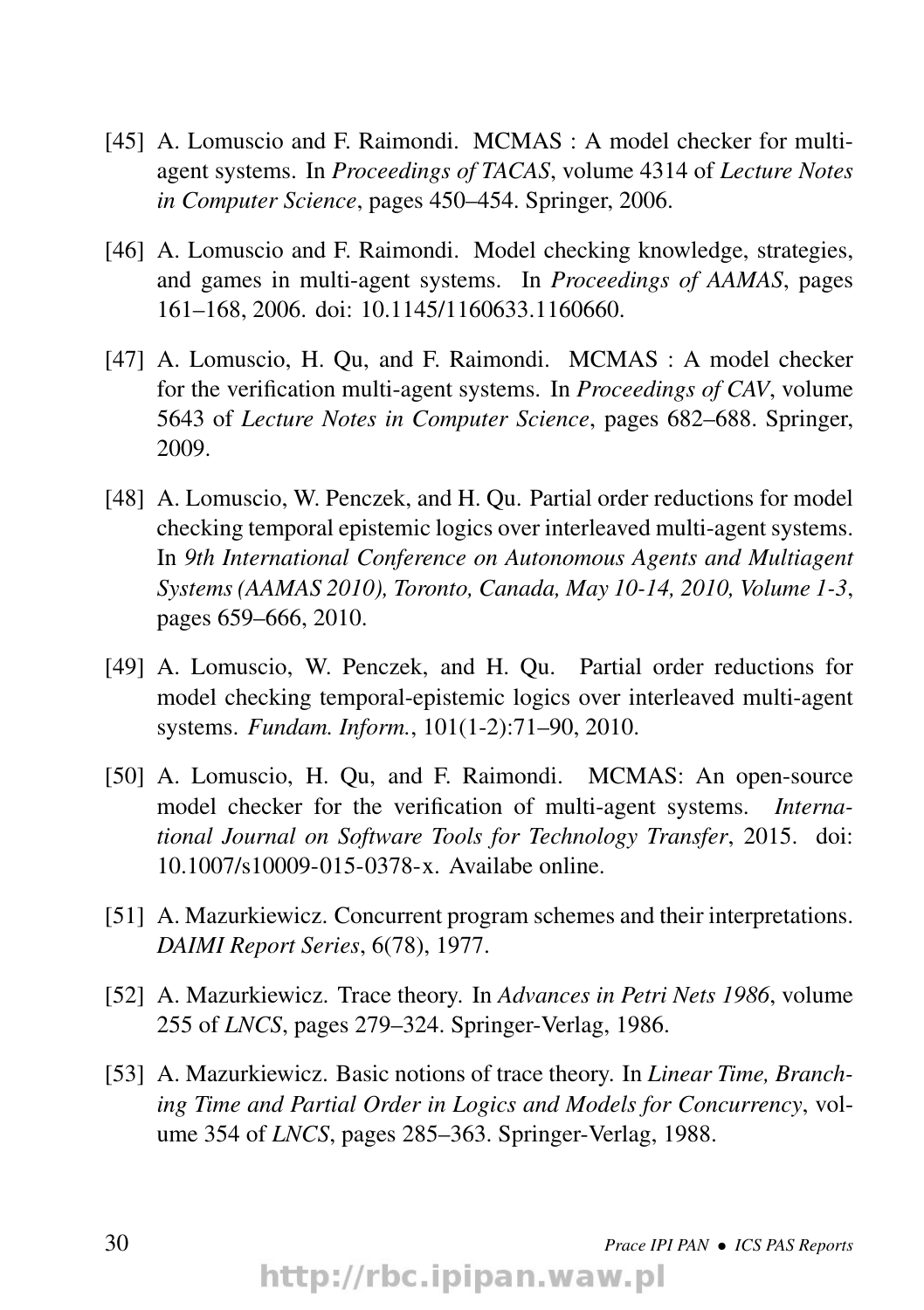[45] A. Lomuscio and F. Raimondi. MCMAS : A model checker for multi-agent systems. In *Proceedings of TACAS*, volume 4314 of *Lecture Notes in Computer Science*, pages 450–454. Springer, 2006.

[46] A. Lomuscio and F. Raimondi. Model checking knowledge, strategies, and games in multi-agent systems. In *Proceedings of AAMAS*, pages 161–168, 2006. doi: 10.1145/1160633.1160660.

[47] A. Lomuscio, H. Qu, and F. Raimondi. MCMAS : A model checker for the verification multi-agent systems. In *Proceedings of CAV*, volume 5643 of *Lecture Notes in Computer Science*, pages 682–688. Springer, 2009.

[48] A. Lomuscio, W. Penczek, and H. Qu. Partial order reductions for model checking temporal epistemic logics over interleaved multi-agent systems. In *9th International Conference on Autonomous Agents and Multiagent Systems (AAMAS 2010), Toronto, Canada, May 10-14, 2010, Volume 1-3*, pages 659–666, 2010.

[49] A. Lomuscio, W. Penczek, and H. Qu. Partial order reductions for model checking temporal-epistemic logics over interleaved multi-agent systems. *Fundam. Inform.*, 101(1-2):71–90, 2010.

[50] A. Lomuscio, H. Qu, and F. Raimondi. MCMAS: An open-source model checker for the verification of multi-agent systems. *International Journal on Software Tools for Technology Transfer*, 2015. doi: 10.1007/s10009-015-0378-x. Availabe online.

[51] A. Mazurkiewicz. Concurrent program schemes and their interpretations. *DAIMI Report Series*, 6(78), 1977.

[52] A. Mazurkiewicz. Trace theory. In *Advances in Petri Nets 1986*, volume 255 of *LNCS*, pages 279–324. Springer-Verlag, 1986.

[53] A. Mazurkiewicz. Basic notions of trace theory. In *Linear Time, Branching Time and Partial Order in Logics and Models for Concurrency*, volume 354 of *LNCS*, pages 285–363. Springer-Verlag, 1988.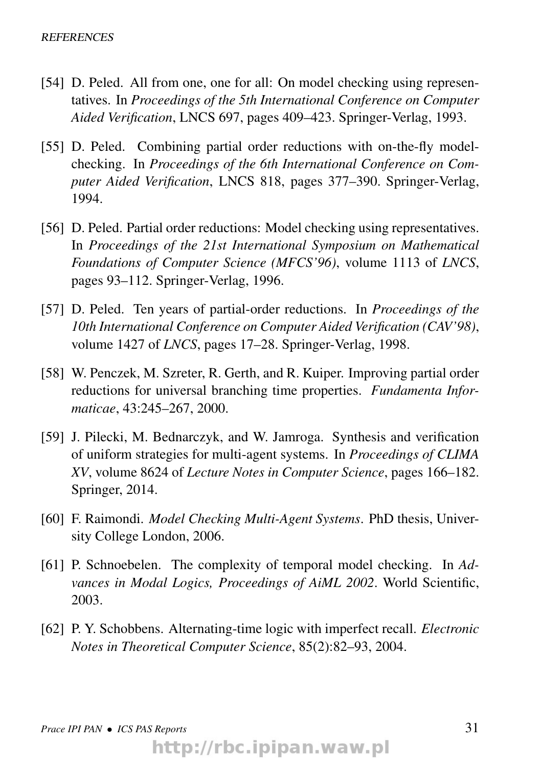[54] D. Peled. All from one, one for all: On model checking using representatives. In *Proceedings of the 5th International Conference on Computer Aided Verification*, LNCS 697, pages 409–423. Springer-Verlag, 1993.

[55] D. Peled. Combining partial order reductions with on-the-fly model-checking. In *Proceedings of the 6th International Conference on Computer Aided Verification*, LNCS 818, pages 377–390. Springer-Verlag, 1994.

[56] D. Peled. Partial order reductions: Model checking using representatives. In *Proceedings of the 21st International Symposium on Mathematical Foundations of Computer Science (MFCS'96)*, volume 1113 of *LNCS*, pages 93–112. Springer-Verlag, 1996.

[57] D. Peled. Ten years of partial-order reductions. In *Proceedings of the 10th International Conference on Computer Aided Verification (CAV'98)*, volume 1427 of *LNCS*, pages 17–28. Springer-Verlag, 1998.

[58] W. Penczek, M. Szreter, R. Gerth, and R. Kuiper. Improving partial order reductions for universal branching time properties. *Fundamenta Informaticae*, 43:245–267, 2000.

[59] J. Pilecki, M. Bednarczyk, and W. Jamroga. Synthesis and verification of uniform strategies for multi-agent systems. In *Proceedings of CLIMA XV*, volume 8624 of *Lecture Notes in Computer Science*, pages 166–182. Springer, 2014.

[60] F. Raimondi. *Model Checking Multi-Agent Systems*. PhD thesis, University College London, 2006.

[61] P. Schnoebelen. The complexity of temporal model checking. In *Advances in Modal Logics, Proceedings of AiML 2002*. World Scientific, 2003.

[62] P. Y. Schobbens. Alternating-time logic with imperfect recall. *Electronic Notes in Theoretical Computer Science*, 85(2):82–93, 2004.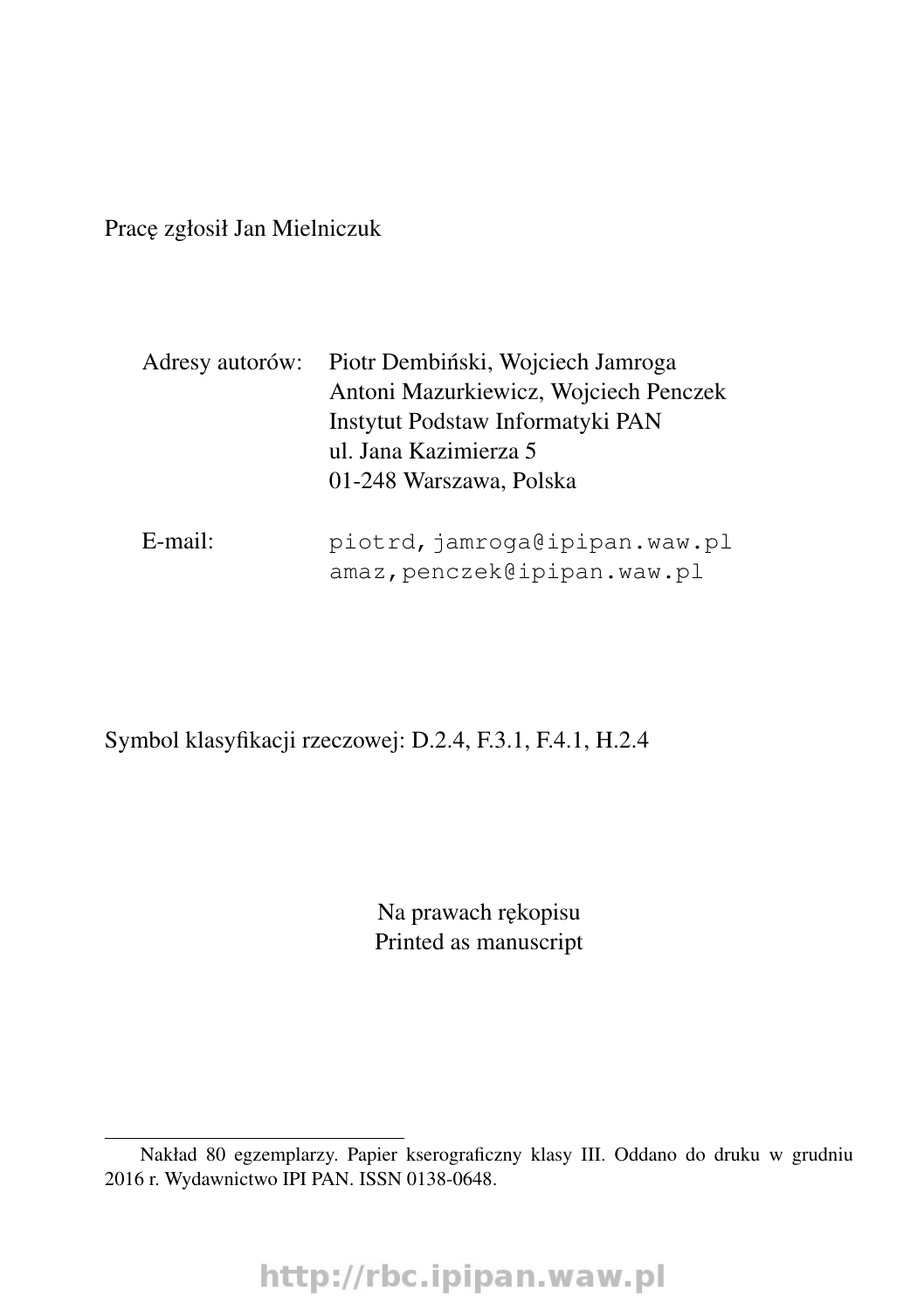Pracę zgłosił Jan Mielniczuk

| | |
|---|---|
| Adresy autorów: | Piotr Dembiński, Wojciech Jamroga<br>Antoni Mazurkiewicz, Wojciech Penczek<br>Instytut Podstaw Informatyki PAN<br>ul. Jana Kazimierza 5<br>01-248 Warszawa, Polska |
| E-mail: | `piotrd,jamroga@ipipan.waw.pl`<br>`amaz,penczek@ipipan.waw.pl` |

Symbol klasyfikacji rzeczowej: D.2.4, F.3.1, F.4.1, H.2.4

Na prawach rękopisu
Printed as manuscript

---

Nakład 80 egzemplarzy. Papier kserograficzny klasy III. Oddano do druku w grudniu 2016 r. Wydawnictwo IPI PAN. ISSN 0138-0648.

http://rbc.ipipan.waw.pl